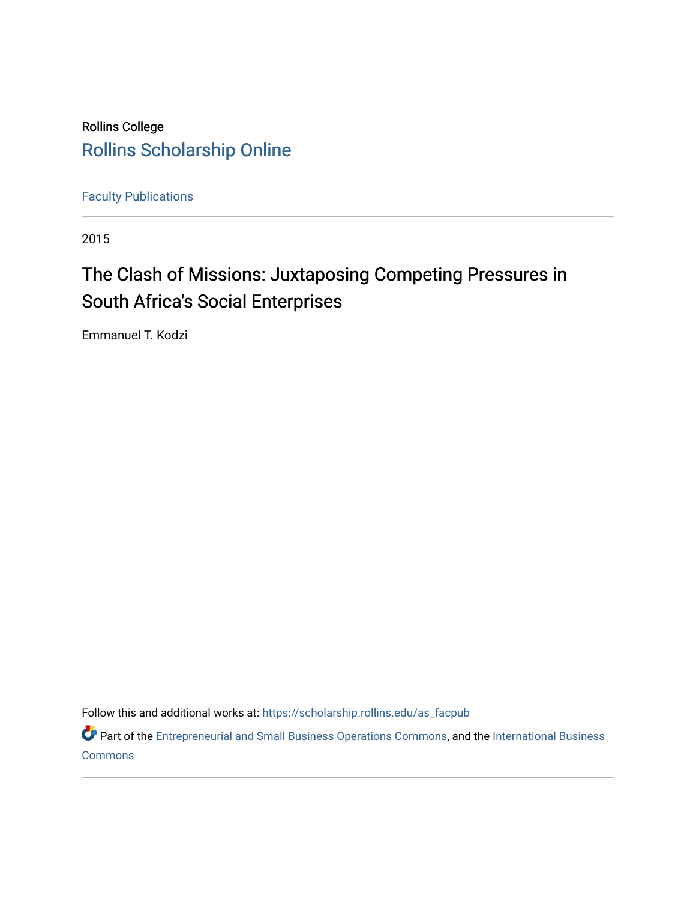Rollins College

Rollins Scholarship Online

Faculty Publications

2015

# The Clash of Missions: Juxtaposing Competing Pressures in South Africa's Social Enterprises

Emmanuel T. Kodzi

Follow this and additional works at: https://scholarship.rollins.edu/as_facpub

Part of the Entrepreneurial and Small Business Operations Commons, and the International Business Commons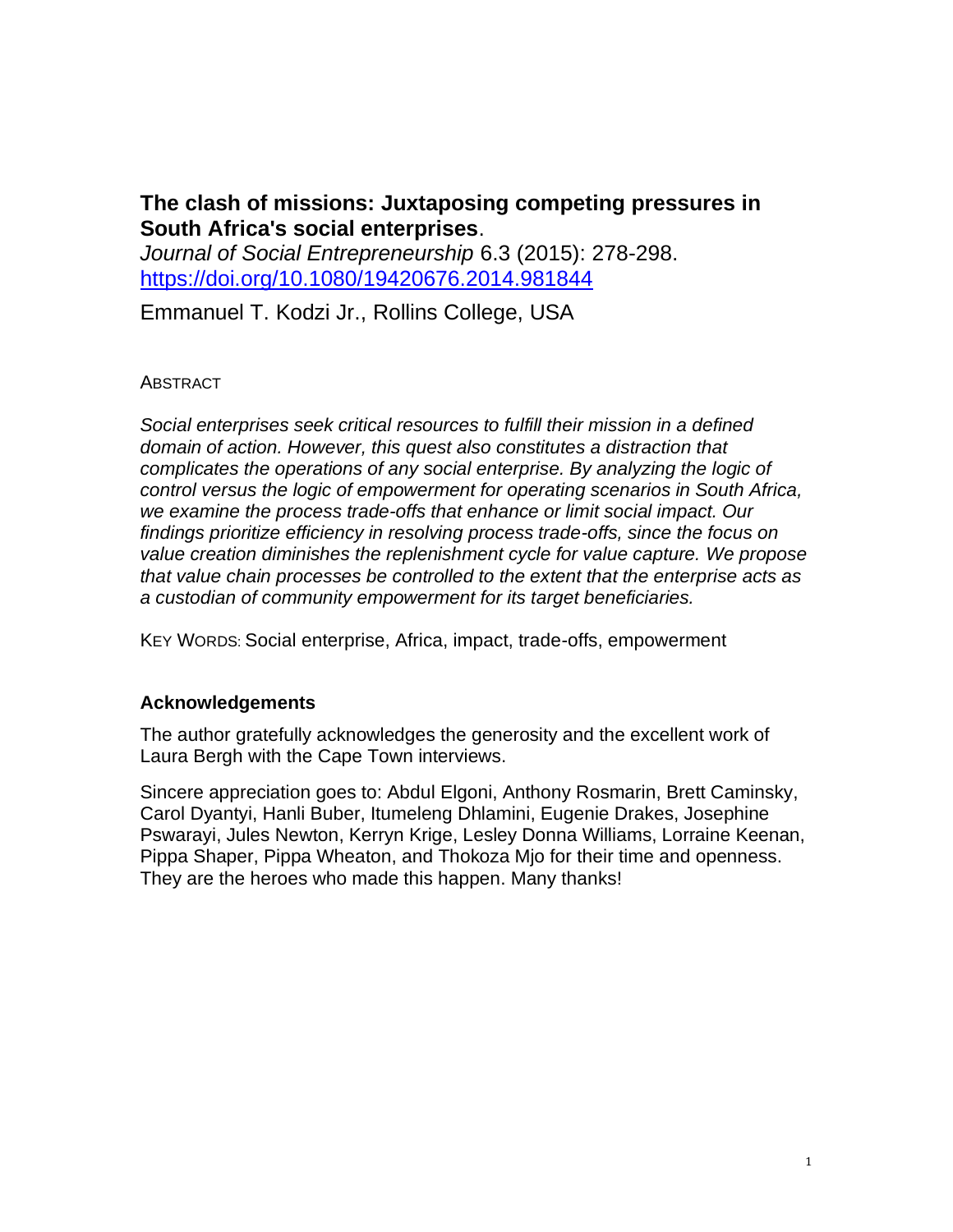# The clash of missions: Juxtaposing competing pressures in South Africa's social enterprises.

*Journal of Social Entrepreneurship* 6.3 (2015): 278-298.
[https://doi.org/10.1080/19420676.2014.981844](https://doi.org/10.1080/19420676.2014.981844)

Emmanuel T. Kodzi Jr., Rollins College, USA

ABSTRACT

*Social enterprises seek critical resources to fulfill their mission in a defined domain of action. However, this quest also constitutes a distraction that complicates the operations of any social enterprise. By analyzing the logic of control versus the logic of empowerment for operating scenarios in South Africa, we examine the process trade-offs that enhance or limit social impact. Our findings prioritize efficiency in resolving process trade-offs, since the focus on value creation diminishes the replenishment cycle for value capture. We propose that value chain processes be controlled to the extent that the enterprise acts as a custodian of community empowerment for its target beneficiaries.*

KEY WORDS: Social enterprise, Africa, impact, trade-offs, empowerment

## Acknowledgements

The author gratefully acknowledges the generosity and the excellent work of Laura Bergh with the Cape Town interviews.

Sincere appreciation goes to: Abdul Elgoni, Anthony Rosmarin, Brett Caminsky, Carol Dyantyi, Hanli Buber, Itumeleng Dhlamini, Eugenie Drakes, Josephine Pswarayi, Jules Newton, Kerryn Krige, Lesley Donna Williams, Lorraine Keenan, Pippa Shaper, Pippa Wheaton, and Thokoza Mjo for their time and openness. They are the heroes who made this happen. Many thanks!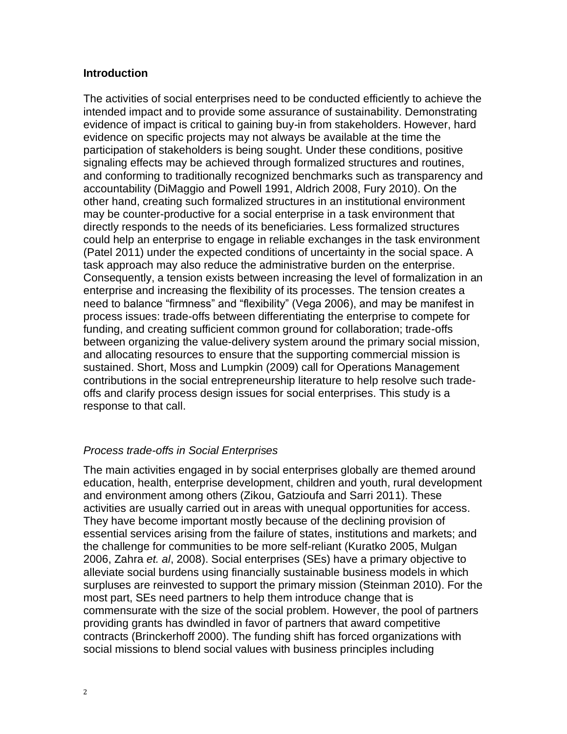## Introduction

The activities of social enterprises need to be conducted efficiently to achieve the intended impact and to provide some assurance of sustainability. Demonstrating evidence of impact is critical to gaining buy-in from stakeholders. However, hard evidence on specific projects may not always be available at the time the participation of stakeholders is being sought. Under these conditions, positive signaling effects may be achieved through formalized structures and routines, and conforming to traditionally recognized benchmarks such as transparency and accountability (DiMaggio and Powell 1991, Aldrich 2008, Fury 2010). On the other hand, creating such formalized structures in an institutional environment may be counter-productive for a social enterprise in a task environment that directly responds to the needs of its beneficiaries. Less formalized structures could help an enterprise to engage in reliable exchanges in the task environment (Patel 2011) under the expected conditions of uncertainty in the social space. A task approach may also reduce the administrative burden on the enterprise. Consequently, a tension exists between increasing the level of formalization in an enterprise and increasing the flexibility of its processes. The tension creates a need to balance "firmness" and "flexibility" (Vega 2006), and may be manifest in process issues: trade-offs between differentiating the enterprise to compete for funding, and creating sufficient common ground for collaboration; trade-offs between organizing the value-delivery system around the primary social mission, and allocating resources to ensure that the supporting commercial mission is sustained. Short, Moss and Lumpkin (2009) call for Operations Management contributions in the social entrepreneurship literature to help resolve such trade-offs and clarify process design issues for social enterprises. This study is a response to that call.

### *Process trade-offs in Social Enterprises*

The main activities engaged in by social enterprises globally are themed around education, health, enterprise development, children and youth, rural development and environment among others (Zikou, Gatzioufa and Sarri 2011). These activities are usually carried out in areas with unequal opportunities for access. They have become important mostly because of the declining provision of essential services arising from the failure of states, institutions and markets; and the challenge for communities to be more self-reliant (Kuratko 2005, Mulgan 2006, Zahra *et. al*, 2008). Social enterprises (SEs) have a primary objective to alleviate social burdens using financially sustainable business models in which surpluses are reinvested to support the primary mission (Steinman 2010). For the most part, SEs need partners to help them introduce change that is commensurate with the size of the social problem. However, the pool of partners providing grants has dwindled in favor of partners that award competitive contracts (Brinckerhoff 2000). The funding shift has forced organizations with social missions to blend social values with business principles including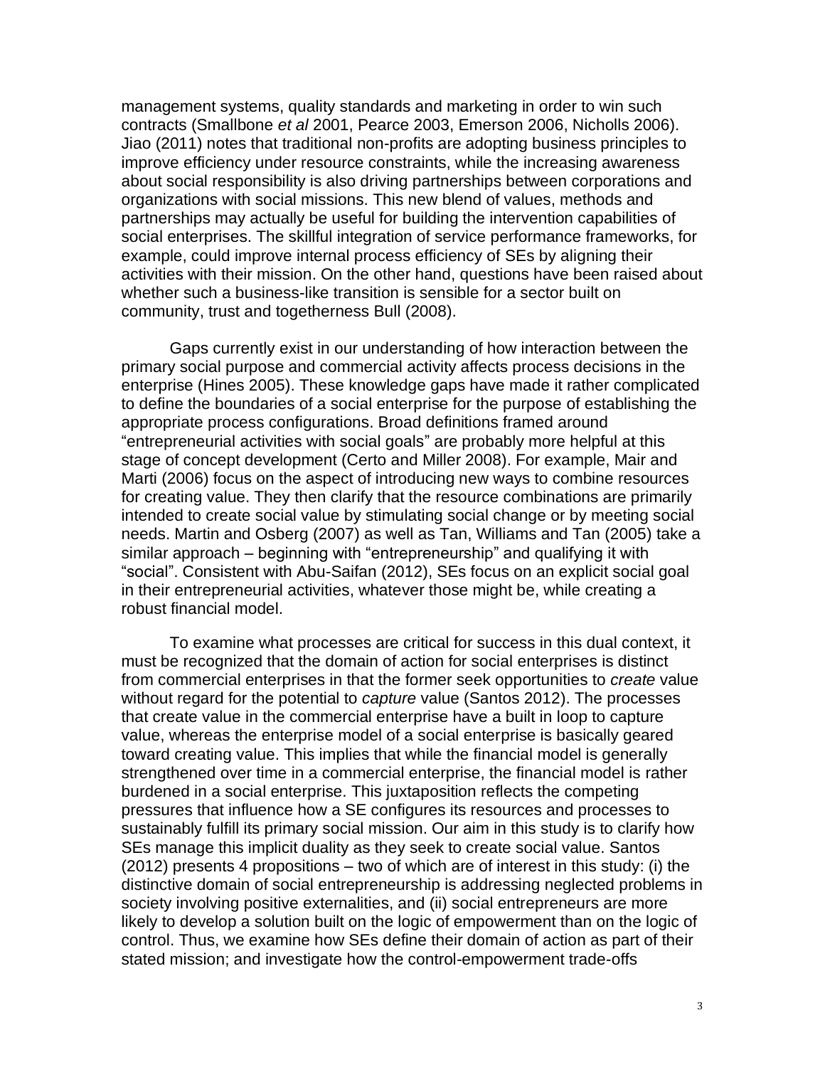management systems, quality standards and marketing in order to win such contracts (Smallbone *et al* 2001, Pearce 2003, Emerson 2006, Nicholls 2006). Jiao (2011) notes that traditional non-profits are adopting business principles to improve efficiency under resource constraints, while the increasing awareness about social responsibility is also driving partnerships between corporations and organizations with social missions. This new blend of values, methods and partnerships may actually be useful for building the intervention capabilities of social enterprises. The skillful integration of service performance frameworks, for example, could improve internal process efficiency of SEs by aligning their activities with their mission. On the other hand, questions have been raised about whether such a business-like transition is sensible for a sector built on community, trust and togetherness Bull (2008).

Gaps currently exist in our understanding of how interaction between the primary social purpose and commercial activity affects process decisions in the enterprise (Hines 2005). These knowledge gaps have made it rather complicated to define the boundaries of a social enterprise for the purpose of establishing the appropriate process configurations. Broad definitions framed around "entrepreneurial activities with social goals" are probably more helpful at this stage of concept development (Certo and Miller 2008). For example, Mair and Marti (2006) focus on the aspect of introducing new ways to combine resources for creating value. They then clarify that the resource combinations are primarily intended to create social value by stimulating social change or by meeting social needs. Martin and Osberg (2007) as well as Tan, Williams and Tan (2005) take a similar approach – beginning with "entrepreneurship" and qualifying it with "social". Consistent with Abu-Saifan (2012), SEs focus on an explicit social goal in their entrepreneurial activities, whatever those might be, while creating a robust financial model.

To examine what processes are critical for success in this dual context, it must be recognized that the domain of action for social enterprises is distinct from commercial enterprises in that the former seek opportunities to *create* value without regard for the potential to *capture* value (Santos 2012). The processes that create value in the commercial enterprise have a built in loop to capture value, whereas the enterprise model of a social enterprise is basically geared toward creating value. This implies that while the financial model is generally strengthened over time in a commercial enterprise, the financial model is rather burdened in a social enterprise. This juxtaposition reflects the competing pressures that influence how a SE configures its resources and processes to sustainably fulfill its primary social mission. Our aim in this study is to clarify how SEs manage this implicit duality as they seek to create social value. Santos (2012) presents 4 propositions – two of which are of interest in this study: (i) the distinctive domain of social entrepreneurship is addressing neglected problems in society involving positive externalities, and (ii) social entrepreneurs are more likely to develop a solution built on the logic of empowerment than on the logic of control. Thus, we examine how SEs define their domain of action as part of their stated mission; and investigate how the control-empowerment trade-offs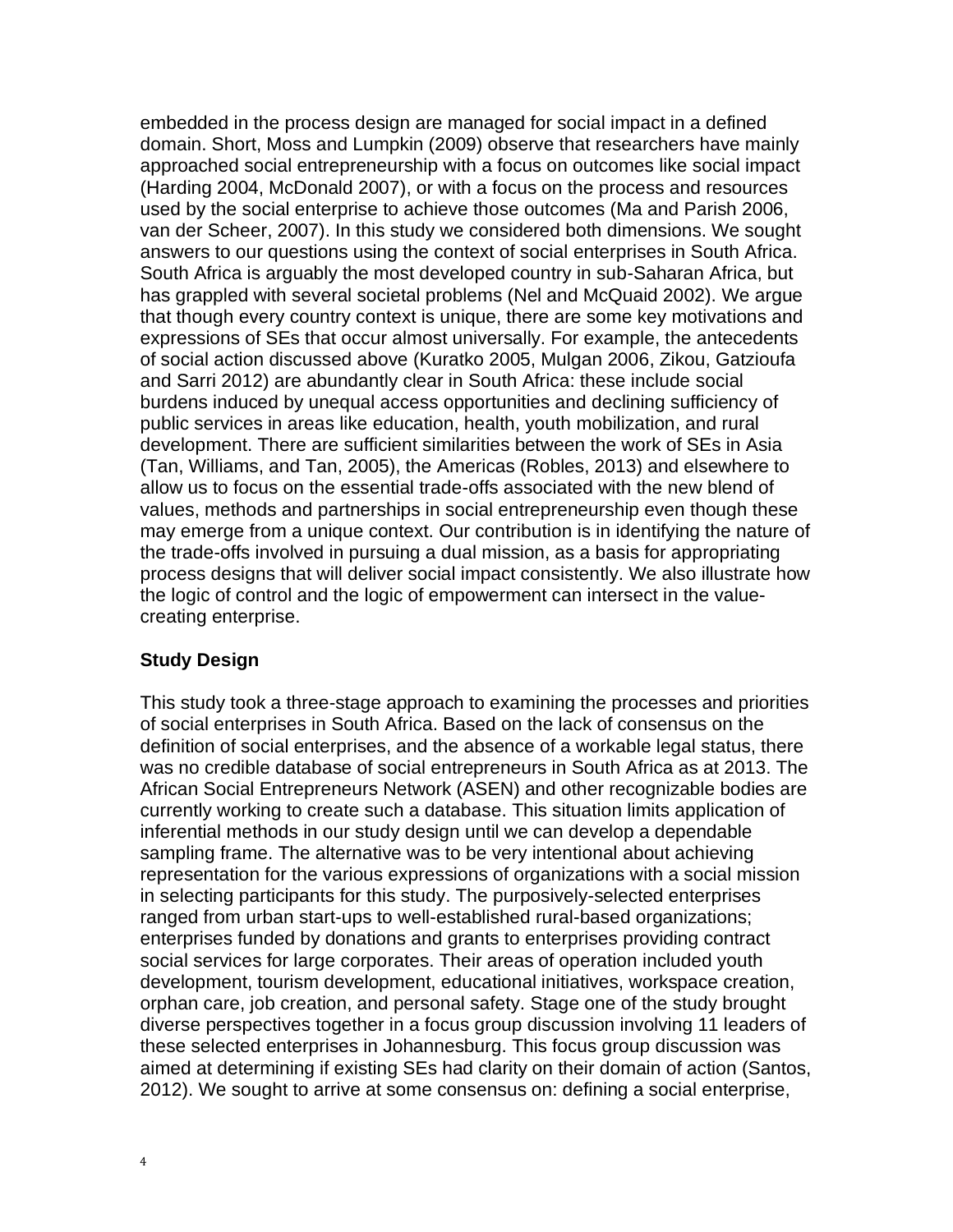embedded in the process design are managed for social impact in a defined domain. Short, Moss and Lumpkin (2009) observe that researchers have mainly approached social entrepreneurship with a focus on outcomes like social impact (Harding 2004, McDonald 2007), or with a focus on the process and resources used by the social enterprise to achieve those outcomes (Ma and Parish 2006, van der Scheer, 2007). In this study we considered both dimensions. We sought answers to our questions using the context of social enterprises in South Africa. South Africa is arguably the most developed country in sub-Saharan Africa, but has grappled with several societal problems (Nel and McQuaid 2002). We argue that though every country context is unique, there are some key motivations and expressions of SEs that occur almost universally. For example, the antecedents of social action discussed above (Kuratko 2005, Mulgan 2006, Zikou, Gatzioufa and Sarri 2012) are abundantly clear in South Africa: these include social burdens induced by unequal access opportunities and declining sufficiency of public services in areas like education, health, youth mobilization, and rural development. There are sufficient similarities between the work of SEs in Asia (Tan, Williams, and Tan, 2005), the Americas (Robles, 2013) and elsewhere to allow us to focus on the essential trade-offs associated with the new blend of values, methods and partnerships in social entrepreneurship even though these may emerge from a unique context. Our contribution is in identifying the nature of the trade-offs involved in pursuing a dual mission, as a basis for appropriating process designs that will deliver social impact consistently. We also illustrate how the logic of control and the logic of empowerment can intersect in the value-creating enterprise.

## Study Design

This study took a three-stage approach to examining the processes and priorities of social enterprises in South Africa. Based on the lack of consensus on the definition of social enterprises, and the absence of a workable legal status, there was no credible database of social entrepreneurs in South Africa as at 2013. The African Social Entrepreneurs Network (ASEN) and other recognizable bodies are currently working to create such a database. This situation limits application of inferential methods in our study design until we can develop a dependable sampling frame. The alternative was to be very intentional about achieving representation for the various expressions of organizations with a social mission in selecting participants for this study. The purposively-selected enterprises ranged from urban start-ups to well-established rural-based organizations; enterprises funded by donations and grants to enterprises providing contract social services for large corporates. Their areas of operation included youth development, tourism development, educational initiatives, workspace creation, orphan care, job creation, and personal safety. Stage one of the study brought diverse perspectives together in a focus group discussion involving 11 leaders of these selected enterprises in Johannesburg. This focus group discussion was aimed at determining if existing SEs had clarity on their domain of action (Santos, 2012). We sought to arrive at some consensus on: defining a social enterprise,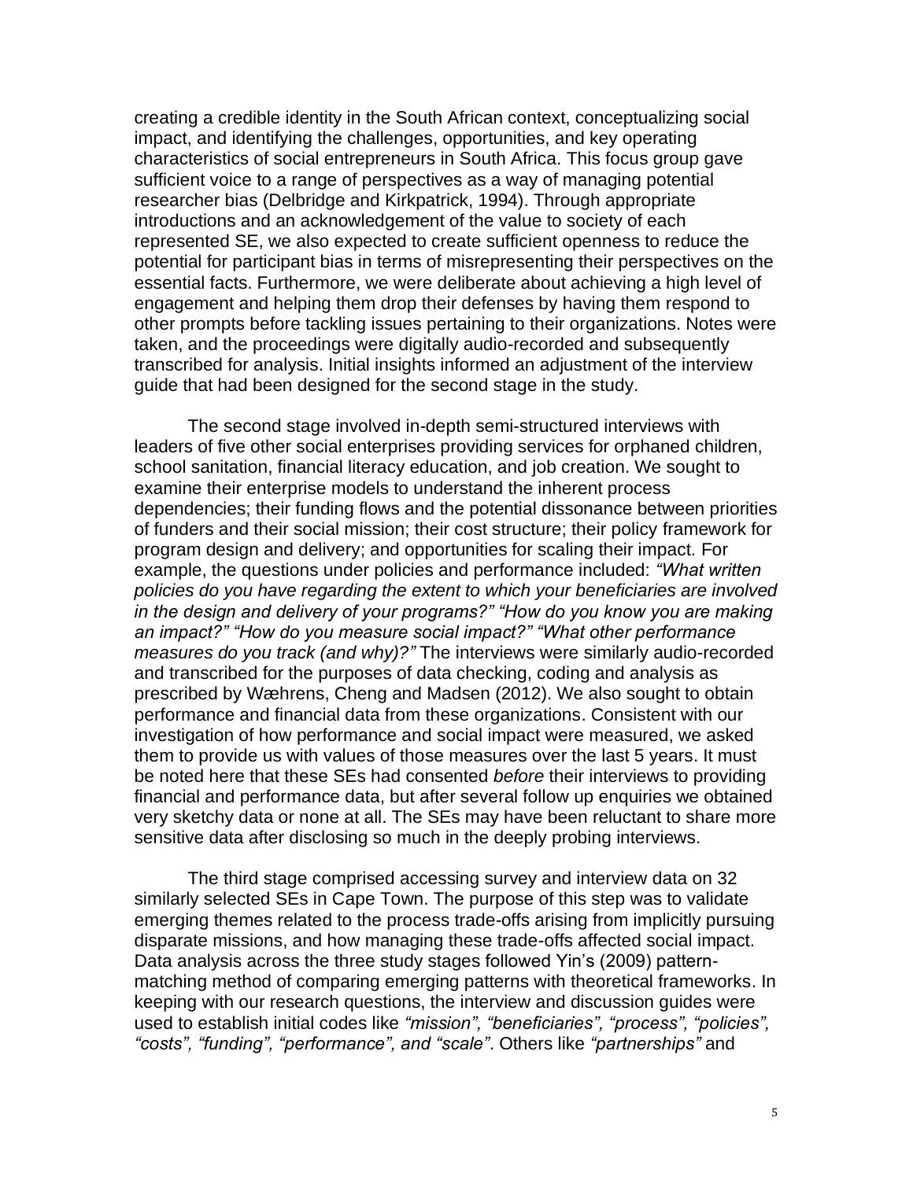creating a credible identity in the South African context, conceptualizing social impact, and identifying the challenges, opportunities, and key operating characteristics of social entrepreneurs in South Africa. This focus group gave sufficient voice to a range of perspectives as a way of managing potential researcher bias (Delbridge and Kirkpatrick, 1994). Through appropriate introductions and an acknowledgement of the value to society of each represented SE, we also expected to create sufficient openness to reduce the potential for participant bias in terms of misrepresenting their perspectives on the essential facts. Furthermore, we were deliberate about achieving a high level of engagement and helping them drop their defenses by having them respond to other prompts before tackling issues pertaining to their organizations. Notes were taken, and the proceedings were digitally audio-recorded and subsequently transcribed for analysis. Initial insights informed an adjustment of the interview guide that had been designed for the second stage in the study.

The second stage involved in-depth semi-structured interviews with leaders of five other social enterprises providing services for orphaned children, school sanitation, financial literacy education, and job creation. We sought to examine their enterprise models to understand the inherent process dependencies; their funding flows and the potential dissonance between priorities of funders and their social mission; their cost structure; their policy framework for program design and delivery; and opportunities for scaling their impact. For example, the questions under policies and performance included: *"What written policies do you have regarding the extent to which your beneficiaries are involved in the design and delivery of your programs?" "How do you know you are making an impact?" "How do you measure social impact?" "What other performance measures do you track (and why)?"* The interviews were similarly audio-recorded and transcribed for the purposes of data checking, coding and analysis as prescribed by Wæhrens, Cheng and Madsen (2012). We also sought to obtain performance and financial data from these organizations. Consistent with our investigation of how performance and social impact were measured, we asked them to provide us with values of those measures over the last 5 years. It must be noted here that these SEs had consented *before* their interviews to providing financial and performance data, but after several follow up enquiries we obtained very sketchy data or none at all. The SEs may have been reluctant to share more sensitive data after disclosing so much in the deeply probing interviews.

The third stage comprised accessing survey and interview data on 32 similarly selected SEs in Cape Town. The purpose of this step was to validate emerging themes related to the process trade-offs arising from implicitly pursuing disparate missions, and how managing these trade-offs affected social impact. Data analysis across the three study stages followed Yin's (2009) pattern-matching method of comparing emerging patterns with theoretical frameworks. In keeping with our research questions, the interview and discussion guides were used to establish initial codes like *"mission", "beneficiaries", "process", "policies", "costs", "funding", "performance", and "scale"*. Others like *"partnerships"* and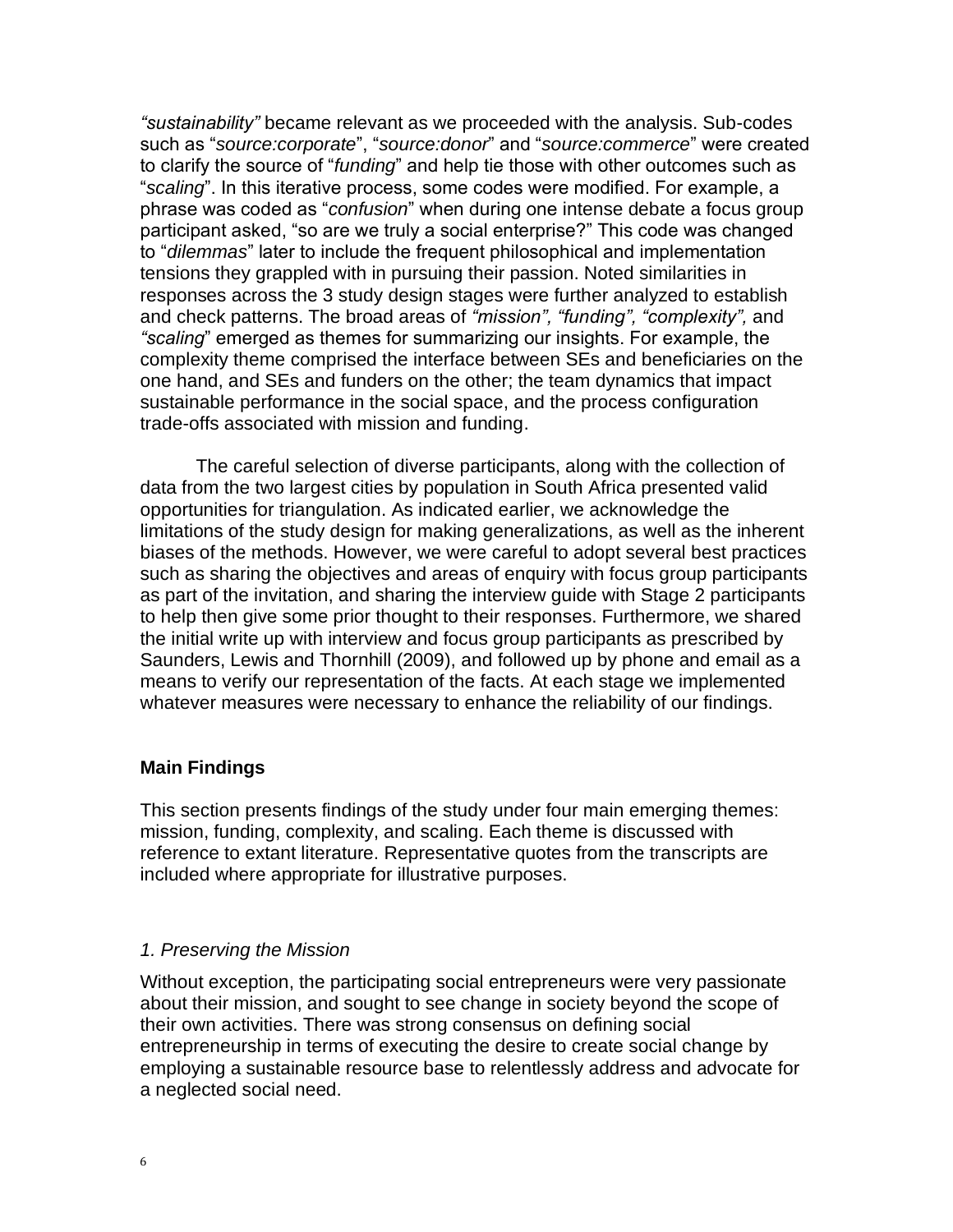*"sustainability"* became relevant as we proceeded with the analysis. Sub-codes such as "*source:corporate*", "*source:donor*" and "*source:commerce*" were created to clarify the source of "*funding*" and help tie those with other outcomes such as "*scaling*". In this iterative process, some codes were modified. For example, a phrase was coded as "*confusion*" when during one intense debate a focus group participant asked, "so are we truly a social enterprise?" This code was changed to "*dilemmas*" later to include the frequent philosophical and implementation tensions they grappled with in pursuing their passion. Noted similarities in responses across the 3 study design stages were further analyzed to establish and check patterns. The broad areas of *"mission", "funding", "complexity",* and *"scaling*" emerged as themes for summarizing our insights. For example, the complexity theme comprised the interface between SEs and beneficiaries on the one hand, and SEs and funders on the other; the team dynamics that impact sustainable performance in the social space, and the process configuration trade-offs associated with mission and funding.

The careful selection of diverse participants, along with the collection of data from the two largest cities by population in South Africa presented valid opportunities for triangulation. As indicated earlier, we acknowledge the limitations of the study design for making generalizations, as well as the inherent biases of the methods. However, we were careful to adopt several best practices such as sharing the objectives and areas of enquiry with focus group participants as part of the invitation, and sharing the interview guide with Stage 2 participants to help then give some prior thought to their responses. Furthermore, we shared the initial write up with interview and focus group participants as prescribed by Saunders, Lewis and Thornhill (2009), and followed up by phone and email as a means to verify our representation of the facts. At each stage we implemented whatever measures were necessary to enhance the reliability of our findings.

## Main Findings

This section presents findings of the study under four main emerging themes: mission, funding, complexity, and scaling. Each theme is discussed with reference to extant literature. Representative quotes from the transcripts are included where appropriate for illustrative purposes.

### *1. Preserving the Mission*

Without exception, the participating social entrepreneurs were very passionate about their mission, and sought to see change in society beyond the scope of their own activities. There was strong consensus on defining social entrepreneurship in terms of executing the desire to create social change by employing a sustainable resource base to relentlessly address and advocate for a neglected social need.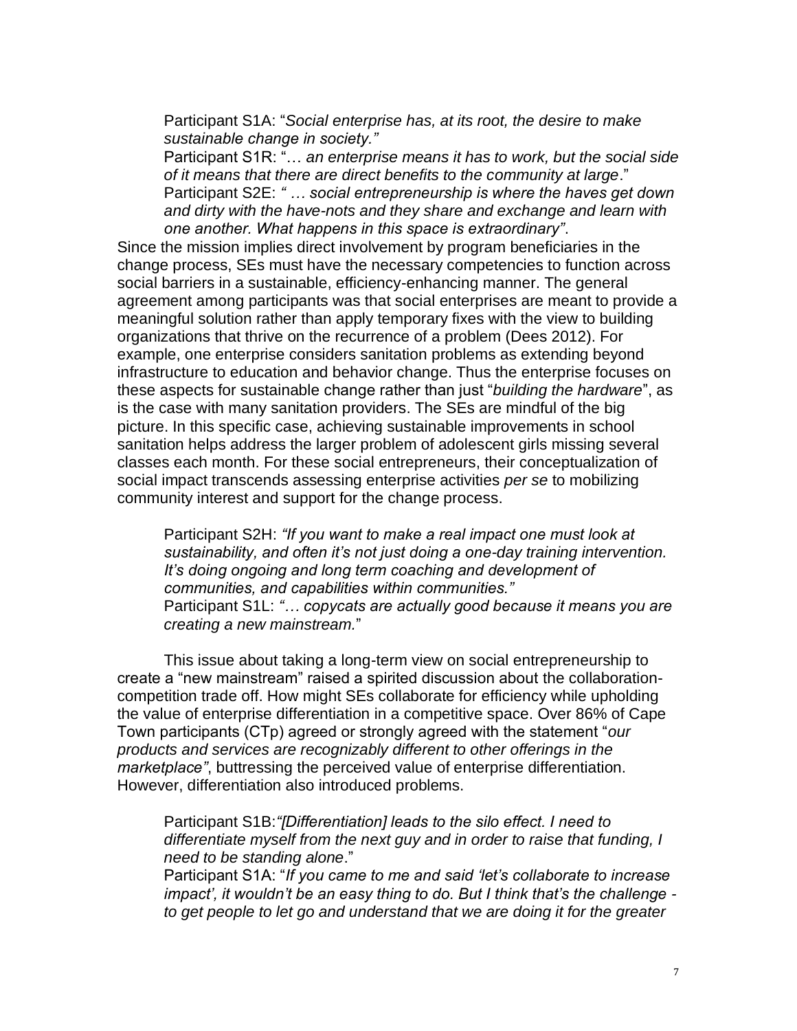> Participant S1A: "*Social enterprise has, at its root, the desire to make sustainable change in society.*"
> Participant S1R: "… *an enterprise means it has to work, but the social side of it means that there are direct benefits to the community at large*."
> Participant S2E: *" … social entrepreneurship is where the haves get down and dirty with the have-nots and they share and exchange and learn with one another. What happens in this space is extraordinary"*.

Since the mission implies direct involvement by program beneficiaries in the change process, SEs must have the necessary competencies to function across social barriers in a sustainable, efficiency-enhancing manner. The general agreement among participants was that social enterprises are meant to provide a meaningful solution rather than apply temporary fixes with the view to building organizations that thrive on the recurrence of a problem (Dees 2012). For example, one enterprise considers sanitation problems as extending beyond infrastructure to education and behavior change. Thus the enterprise focuses on these aspects for sustainable change rather than just "*building the hardware*", as is the case with many sanitation providers. The SEs are mindful of the big picture. In this specific case, achieving sustainable improvements in school sanitation helps address the larger problem of adolescent girls missing several classes each month. For these social entrepreneurs, their conceptualization of social impact transcends assessing enterprise activities *per se* to mobilizing community interest and support for the change process.

> Participant S2H: *"If you want to make a real impact one must look at sustainability, and often it's not just doing a one-day training intervention. It's doing ongoing and long term coaching and development of communities, and capabilities within communities."*
> Participant S1L: *"… copycats are actually good because it means you are creating a new mainstream.*"

This issue about taking a long-term view on social entrepreneurship to create a "new mainstream" raised a spirited discussion about the collaboration-competition trade off. How might SEs collaborate for efficiency while upholding the value of enterprise differentiation in a competitive space. Over 86% of Cape Town participants (CTp) agreed or strongly agreed with the statement "*our products and services are recognizably different to other offerings in the marketplace"*, buttressing the perceived value of enterprise differentiation. However, differentiation also introduced problems.

> Participant S1B:*"[Differentiation] leads to the silo effect. I need to differentiate myself from the next guy and in order to raise that funding, I need to be standing alone*."
> Participant S1A: "*If you came to me and said 'let's collaborate to increase impact', it wouldn't be an easy thing to do. But I think that's the challenge - to get people to let go and understand that we are doing it for the greater*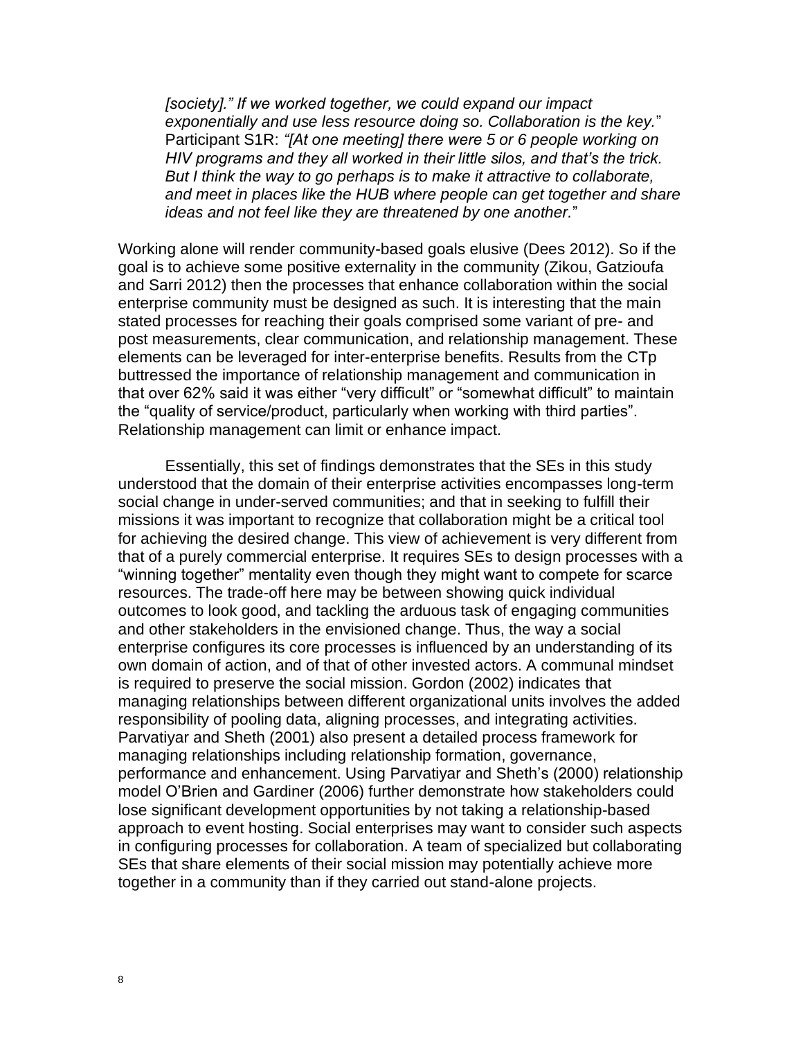> *[society]." If we worked together, we could expand our impact exponentially and use less resource doing so. Collaboration is the key.*"
> Participant S1R: *"[At one meeting] there were 5 or 6 people working on HIV programs and they all worked in their little silos, and that's the trick. But I think the way to go perhaps is to make it attractive to collaborate, and meet in places like the HUB where people can get together and share ideas and not feel like they are threatened by one another.*"

Working alone will render community-based goals elusive (Dees 2012). So if the goal is to achieve some positive externality in the community (Zikou, Gatzioufa and Sarri 2012) then the processes that enhance collaboration within the social enterprise community must be designed as such. It is interesting that the main stated processes for reaching their goals comprised some variant of pre- and post measurements, clear communication, and relationship management. These elements can be leveraged for inter-enterprise benefits. Results from the CTp buttressed the importance of relationship management and communication in that over 62% said it was either "very difficult" or "somewhat difficult" to maintain the "quality of service/product, particularly when working with third parties". Relationship management can limit or enhance impact.

Essentially, this set of findings demonstrates that the SEs in this study understood that the domain of their enterprise activities encompasses long-term social change in under-served communities; and that in seeking to fulfill their missions it was important to recognize that collaboration might be a critical tool for achieving the desired change. This view of achievement is very different from that of a purely commercial enterprise. It requires SEs to design processes with a "winning together" mentality even though they might want to compete for scarce resources. The trade-off here may be between showing quick individual outcomes to look good, and tackling the arduous task of engaging communities and other stakeholders in the envisioned change. Thus, the way a social enterprise configures its core processes is influenced by an understanding of its own domain of action, and of that of other invested actors. A communal mindset is required to preserve the social mission. Gordon (2002) indicates that managing relationships between different organizational units involves the added responsibility of pooling data, aligning processes, and integrating activities. Parvatiyar and Sheth (2001) also present a detailed process framework for managing relationships including relationship formation, governance, performance and enhancement. Using Parvatiyar and Sheth's (2000) relationship model O'Brien and Gardiner (2006) further demonstrate how stakeholders could lose significant development opportunities by not taking a relationship-based approach to event hosting. Social enterprises may want to consider such aspects in configuring processes for collaboration. A team of specialized but collaborating SEs that share elements of their social mission may potentially achieve more together in a community than if they carried out stand-alone projects.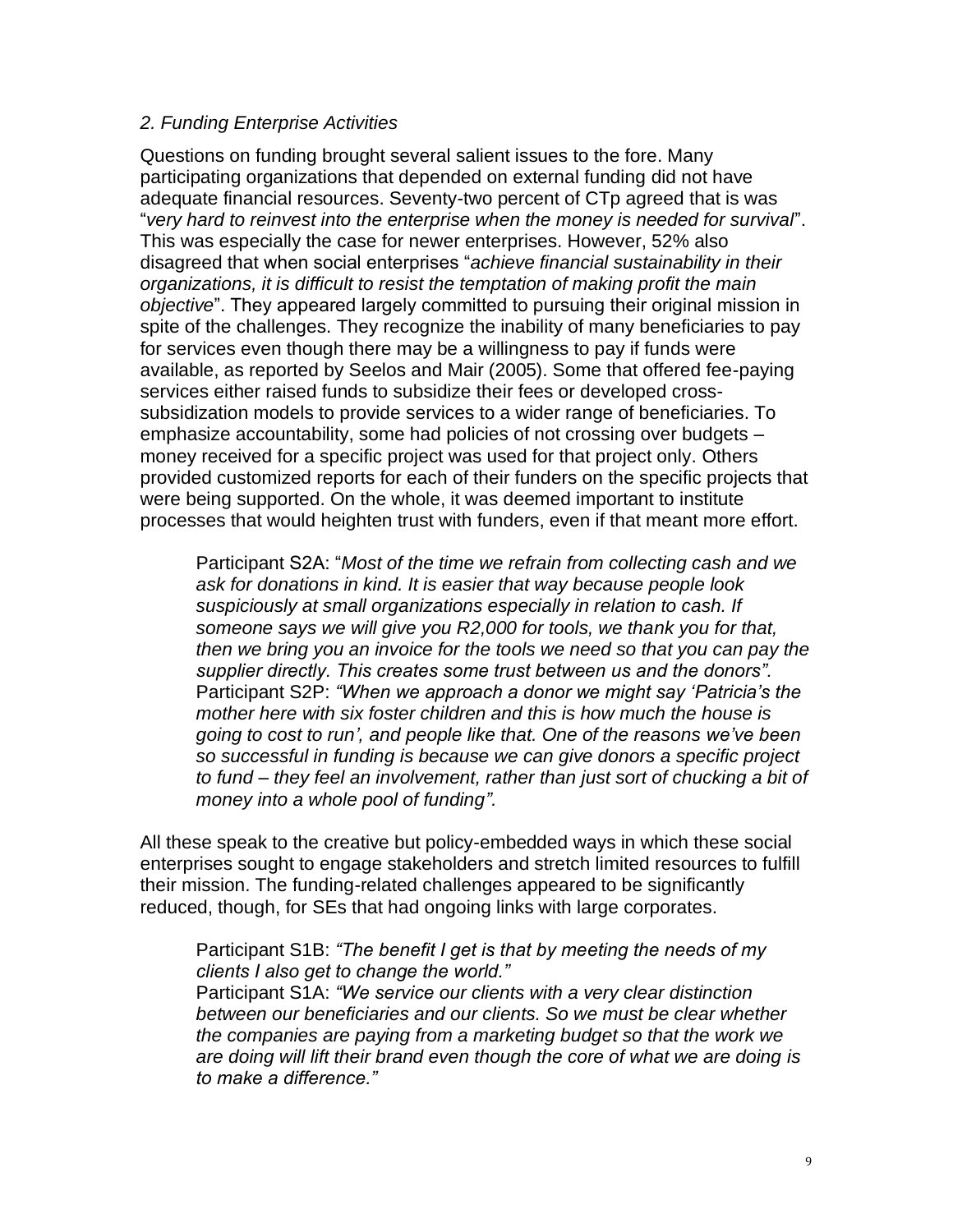*2. Funding Enterprise Activities*

Questions on funding brought several salient issues to the fore. Many participating organizations that depended on external funding did not have adequate financial resources. Seventy-two percent of CTp agreed that is was "*very hard to reinvest into the enterprise when the money is needed for survival*". This was especially the case for newer enterprises. However, 52% also disagreed that when social enterprises "*achieve financial sustainability in their organizations, it is difficult to resist the temptation of making profit the main objective*". They appeared largely committed to pursuing their original mission in spite of the challenges. They recognize the inability of many beneficiaries to pay for services even though there may be a willingness to pay if funds were available, as reported by Seelos and Mair (2005). Some that offered fee-paying services either raised funds to subsidize their fees or developed cross-subsidization models to provide services to a wider range of beneficiaries. To emphasize accountability, some had policies of not crossing over budgets – money received for a specific project was used for that project only. Others provided customized reports for each of their funders on the specific projects that were being supported. On the whole, it was deemed important to institute processes that would heighten trust with funders, even if that meant more effort.

> Participant S2A: "*Most of the time we refrain from collecting cash and we ask for donations in kind. It is easier that way because people look suspiciously at small organizations especially in relation to cash. If someone says we will give you R2,000 for tools, we thank you for that, then we bring you an invoice for the tools we need so that you can pay the supplier directly. This creates some trust between us and the donors".*
> Participant S2P: *"When we approach a donor we might say 'Patricia's the mother here with six foster children and this is how much the house is going to cost to run', and people like that. One of the reasons we've been so successful in funding is because we can give donors a specific project to fund – they feel an involvement, rather than just sort of chucking a bit of money into a whole pool of funding".*

All these speak to the creative but policy-embedded ways in which these social enterprises sought to engage stakeholders and stretch limited resources to fulfill their mission. The funding-related challenges appeared to be significantly reduced, though, for SEs that had ongoing links with large corporates.

> Participant S1B: *"The benefit I get is that by meeting the needs of my clients I also get to change the world."*
> Participant S1A: *"We service our clients with a very clear distinction between our beneficiaries and our clients. So we must be clear whether the companies are paying from a marketing budget so that the work we are doing will lift their brand even though the core of what we are doing is to make a difference."*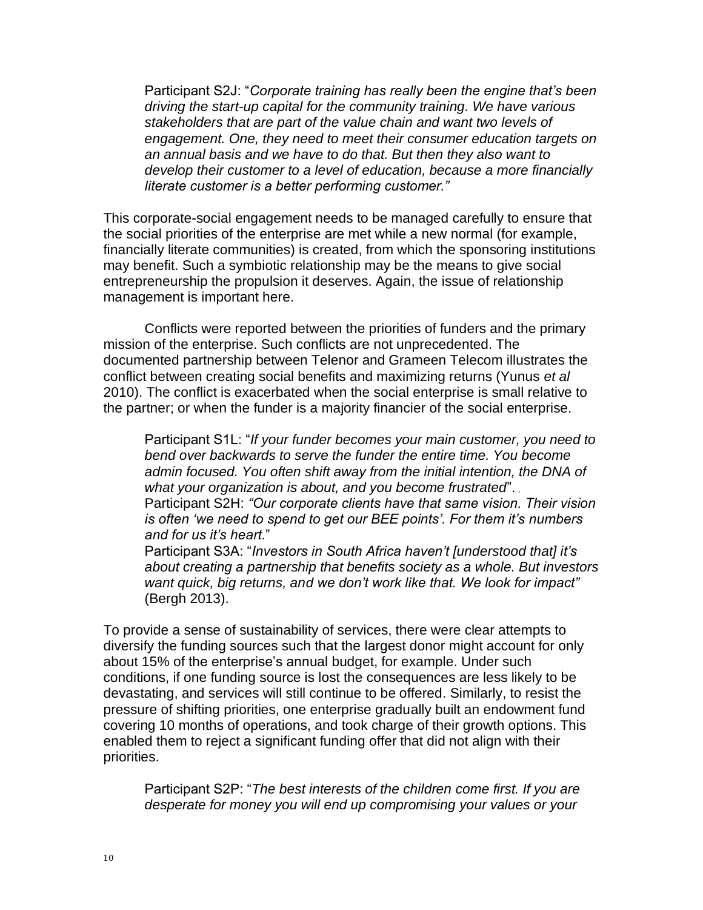Participant S2J: "*Corporate training has really been the engine that's been driving the start-up capital for the community training. We have various stakeholders that are part of the value chain and want two levels of engagement. One, they need to meet their consumer education targets on an annual basis and we have to do that. But then they also want to develop their customer to a level of education, because a more financially literate customer is a better performing customer.*"

This corporate-social engagement needs to be managed carefully to ensure that the social priorities of the enterprise are met while a new normal (for example, financially literate communities) is created, from which the sponsoring institutions may benefit. Such a symbiotic relationship may be the means to give social entrepreneurship the propulsion it deserves. Again, the issue of relationship management is important here.

Conflicts were reported between the priorities of funders and the primary mission of the enterprise. Such conflicts are not unprecedented. The documented partnership between Telenor and Grameen Telecom illustrates the conflict between creating social benefits and maximizing returns (Yunus *et al* 2010). The conflict is exacerbated when the social enterprise is small relative to the partner; or when the funder is a majority financier of the social enterprise.

Participant S1L: "*If your funder becomes your main customer, you need to bend over backwards to serve the funder the entire time. You become admin focused. You often shift away from the initial intention, the DNA of what your organization is about, and you become frustrated*".

Participant S2H: "*Our corporate clients have that same vision. Their vision is often 'we need to spend to get our BEE points'. For them it's numbers and for us it's heart.*"

Participant S3A: "*Investors in South Africa haven't [understood that] it's about creating a partnership that benefits society as a whole. But investors want quick, big returns, and we don't work like that. We look for impact*" (Bergh 2013).

To provide a sense of sustainability of services, there were clear attempts to diversify the funding sources such that the largest donor might account for only about 15% of the enterprise's annual budget, for example. Under such conditions, if one funding source is lost the consequences are less likely to be devastating, and services will still continue to be offered. Similarly, to resist the pressure of shifting priorities, one enterprise gradually built an endowment fund covering 10 months of operations, and took charge of their growth options. This enabled them to reject a significant funding offer that did not align with their priorities.

Participant S2P: "*The best interests of the children come first. If you are desperate for money you will end up compromising your values or your*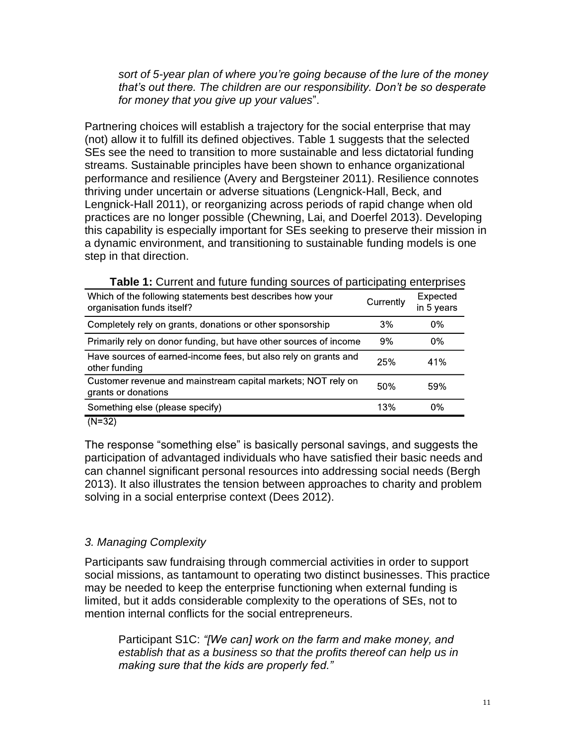> *sort of 5-year plan of where you're going because of the lure of the money that's out there. The children are our responsibility. Don't be so desperate for money that you give up your values*".

Partnering choices will establish a trajectory for the social enterprise that may (not) allow it to fulfill its defined objectives. Table 1 suggests that the selected SEs see the need to transition to more sustainable and less dictatorial funding streams. Sustainable principles have been shown to enhance organizational performance and resilience (Avery and Bergsteiner 2011). Resilience connotes thriving under uncertain or adverse situations (Lengnick-Hall, Beck, and Lengnick-Hall 2011), or reorganizing across periods of rapid change when old practices are no longer possible (Chewning, Lai, and Doerfel 2013). Developing this capability is especially important for SEs seeking to preserve their mission in a dynamic environment, and transitioning to sustainable funding models is one step in that direction.

**Table 1:** Current and future funding sources of participating enterprises

| Which of the following statements best describes how your organisation funds itself? | Currently | Expected in 5 years |
|---|---|---|
| Completely rely on grants, donations or other sponsorship | 3% | 0% |
| Primarily rely on donor funding, but have other sources of income | 9% | 0% |
| Have sources of earned-income fees, but also rely on grants and other funding | 25% | 41% |
| Customer revenue and mainstream capital markets; NOT rely on grants or donations | 50% | 59% |
| Something else (please specify) | 13% | 0% |

(N=32)

The response "something else" is basically personal savings, and suggests the participation of advantaged individuals who have satisfied their basic needs and can channel significant personal resources into addressing social needs (Bergh 2013). It also illustrates the tension between approaches to charity and problem solving in a social enterprise context (Dees 2012).

### *3. Managing Complexity*

Participants saw fundraising through commercial activities in order to support social missions, as tantamount to operating two distinct businesses. This practice may be needed to keep the enterprise functioning when external funding is limited, but it adds considerable complexity to the operations of SEs, not to mention internal conflicts for the social entrepreneurs.

> Participant S1C: *"[We can] work on the farm and make money, and establish that as a business so that the profits thereof can help us in making sure that the kids are properly fed."*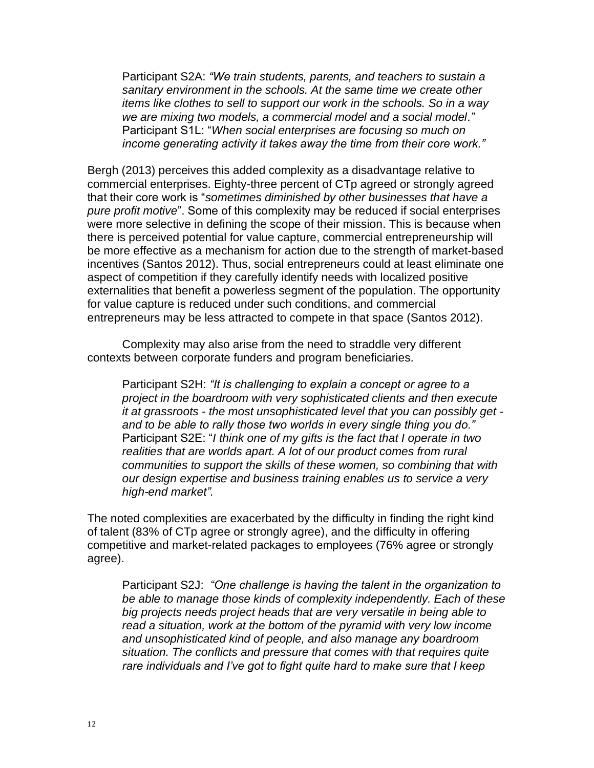> Participant S2A: *"We train students, parents, and teachers to sustain a sanitary environment in the schools. At the same time we create other items like clothes to sell to support our work in the schools. So in a way we are mixing two models, a commercial model and a social model."*
> Participant S1L: "*When social enterprises are focusing so much on income generating activity it takes away the time from their core work."*

Bergh (2013) perceives this added complexity as a disadvantage relative to commercial enterprises. Eighty-three percent of CTp agreed or strongly agreed that their core work is "*sometimes diminished by other businesses that have a pure profit motive*". Some of this complexity may be reduced if social enterprises were more selective in defining the scope of their mission. This is because when there is perceived potential for value capture, commercial entrepreneurship will be more effective as a mechanism for action due to the strength of market-based incentives (Santos 2012). Thus, social entrepreneurs could at least eliminate one aspect of competition if they carefully identify needs with localized positive externalities that benefit a powerless segment of the population. The opportunity for value capture is reduced under such conditions, and commercial entrepreneurs may be less attracted to compete in that space (Santos 2012).

Complexity may also arise from the need to straddle very different contexts between corporate funders and program beneficiaries.

> Participant S2H: *"It is challenging to explain a concept or agree to a project in the boardroom with very sophisticated clients and then execute it at grassroots - the most unsophisticated level that you can possibly get - and to be able to rally those two worlds in every single thing you do."*
> Participant S2E: "*I think one of my gifts is the fact that I operate in two realities that are worlds apart. A lot of our product comes from rural communities to support the skills of these women, so combining that with our design expertise and business training enables us to service a very high-end market".*

The noted complexities are exacerbated by the difficulty in finding the right kind of talent (83% of CTp agree or strongly agree), and the difficulty in offering competitive and market-related packages to employees (76% agree or strongly agree).

> Participant S2J: *"One challenge is having the talent in the organization to be able to manage those kinds of complexity independently. Each of these big projects needs project heads that are very versatile in being able to read a situation, work at the bottom of the pyramid with very low income and unsophisticated kind of people, and also manage any boardroom situation. The conflicts and pressure that comes with that requires quite rare individuals and I've got to fight quite hard to make sure that I keep*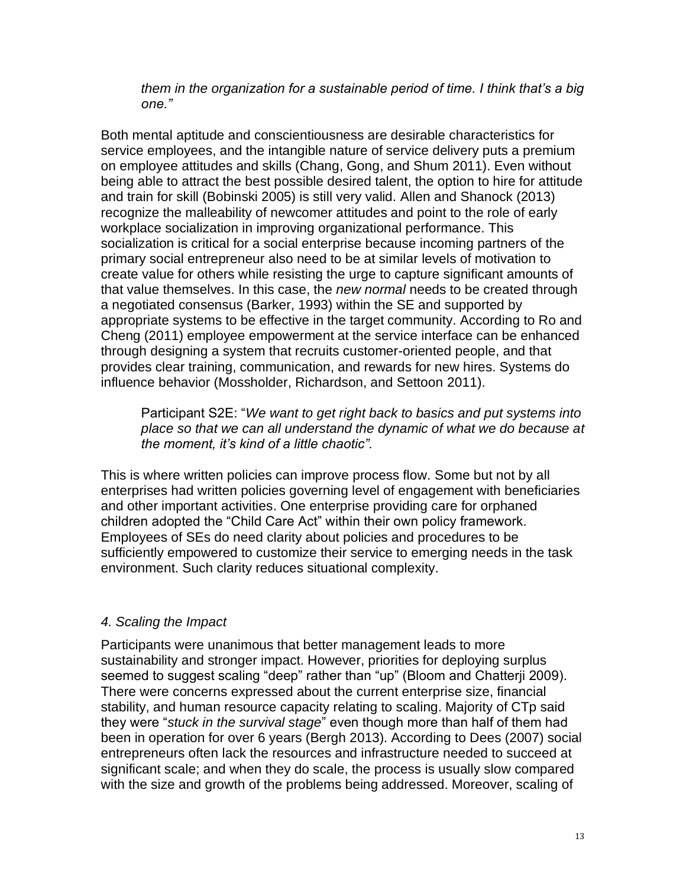*them in the organization for a sustainable period of time. I think that's a big one."*

Both mental aptitude and conscientiousness are desirable characteristics for service employees, and the intangible nature of service delivery puts a premium on employee attitudes and skills (Chang, Gong, and Shum 2011). Even without being able to attract the best possible desired talent, the option to hire for attitude and train for skill (Bobinski 2005) is still very valid. Allen and Shanock (2013) recognize the malleability of newcomer attitudes and point to the role of early workplace socialization in improving organizational performance. This socialization is critical for a social enterprise because incoming partners of the primary social entrepreneur also need to be at similar levels of motivation to create value for others while resisting the urge to capture significant amounts of that value themselves. In this case, the *new normal* needs to be created through a negotiated consensus (Barker, 1993) within the SE and supported by appropriate systems to be effective in the target community. According to Ro and Cheng (2011) employee empowerment at the service interface can be enhanced through designing a system that recruits customer-oriented people, and that provides clear training, communication, and rewards for new hires. Systems do influence behavior (Mossholder, Richardson, and Settoon 2011).

> Participant S2E: "*We want to get right back to basics and put systems into place so that we can all understand the dynamic of what we do because at the moment, it's kind of a little chaotic".*

This is where written policies can improve process flow. Some but not by all enterprises had written policies governing level of engagement with beneficiaries and other important activities. One enterprise providing care for orphaned children adopted the "Child Care Act" within their own policy framework. Employees of SEs do need clarity about policies and procedures to be sufficiently empowered to customize their service to emerging needs in the task environment. Such clarity reduces situational complexity.

### *4. Scaling the Impact*

Participants were unanimous that better management leads to more sustainability and stronger impact. However, priorities for deploying surplus seemed to suggest scaling "deep" rather than "up" (Bloom and Chatterji 2009). There were concerns expressed about the current enterprise size, financial stability, and human resource capacity relating to scaling. Majority of CTp said they were "*stuck in the survival stage*" even though more than half of them had been in operation for over 6 years (Bergh 2013). According to Dees (2007) social entrepreneurs often lack the resources and infrastructure needed to succeed at significant scale; and when they do scale, the process is usually slow compared with the size and growth of the problems being addressed. Moreover, scaling of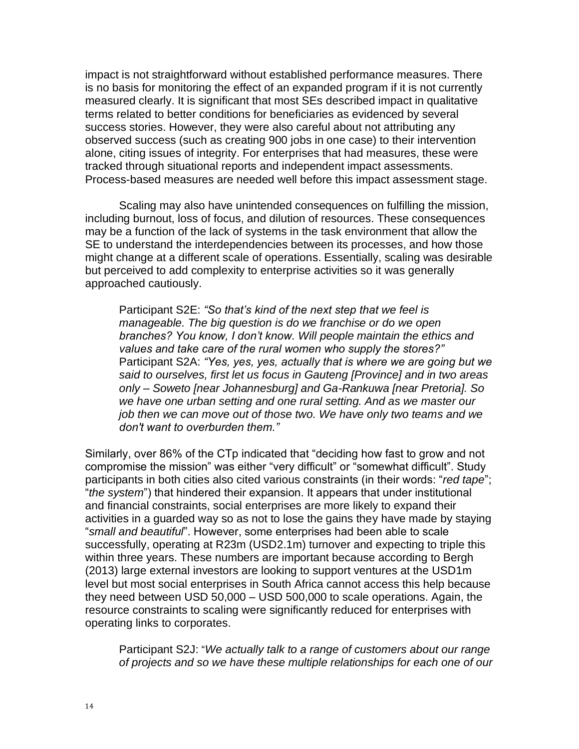impact is not straightforward without established performance measures. There is no basis for monitoring the effect of an expanded program if it is not currently measured clearly. It is significant that most SEs described impact in qualitative terms related to better conditions for beneficiaries as evidenced by several success stories. However, they were also careful about not attributing any observed success (such as creating 900 jobs in one case) to their intervention alone, citing issues of integrity. For enterprises that had measures, these were tracked through situational reports and independent impact assessments. Process-based measures are needed well before this impact assessment stage.

Scaling may also have unintended consequences on fulfilling the mission, including burnout, loss of focus, and dilution of resources. These consequences may be a function of the lack of systems in the task environment that allow the SE to understand the interdependencies between its processes, and how those might change at a different scale of operations. Essentially, scaling was desirable but perceived to add complexity to enterprise activities so it was generally approached cautiously.

> Participant S2E: *"So that's kind of the next step that we feel is manageable. The big question is do we franchise or do we open branches? You know, I don't know. Will people maintain the ethics and values and take care of the rural women who supply the stores?"*
> Participant S2A: *"Yes, yes, yes, actually that is where we are going but we said to ourselves, first let us focus in Gauteng [Province] and in two areas only – Soweto [near Johannesburg] and Ga-Rankuwa [near Pretoria]. So we have one urban setting and one rural setting. And as we master our job then we can move out of those two. We have only two teams and we don't want to overburden them."*

Similarly, over 86% of the CTp indicated that "deciding how fast to grow and not compromise the mission" was either "very difficult" or "somewhat difficult". Study participants in both cities also cited various constraints (in their words: "*red tape*"; "*the system*") that hindered their expansion. It appears that under institutional and financial constraints, social enterprises are more likely to expand their activities in a guarded way so as not to lose the gains they have made by staying "*small and beautiful*". However, some enterprises had been able to scale successfully, operating at R23m (USD2.1m) turnover and expecting to triple this within three years. These numbers are important because according to Bergh (2013) large external investors are looking to support ventures at the USD1m level but most social enterprises in South Africa cannot access this help because they need between USD 50,000 – USD 500,000 to scale operations. Again, the resource constraints to scaling were significantly reduced for enterprises with operating links to corporates.

> Participant S2J: "*We actually talk to a range of customers about our range of projects and so we have these multiple relationships for each one of our*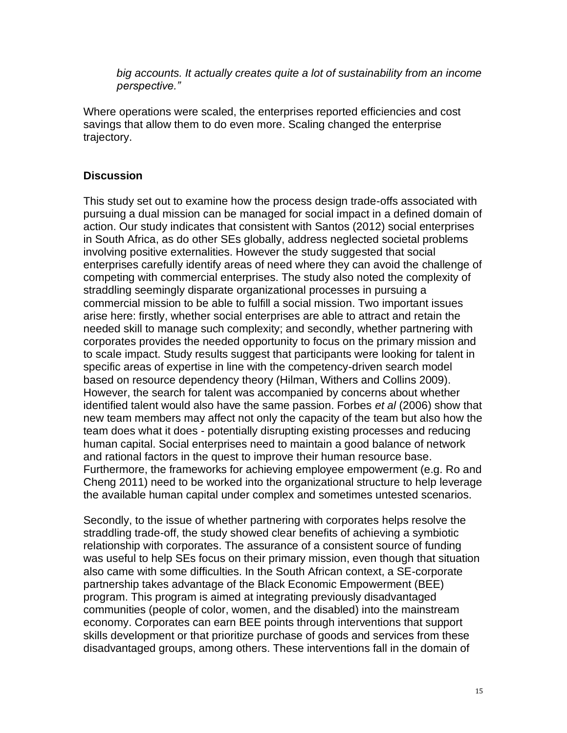*big accounts. It actually creates quite a lot of sustainability from an income perspective."*

Where operations were scaled, the enterprises reported efficiencies and cost savings that allow them to do even more. Scaling changed the enterprise trajectory.

## Discussion

This study set out to examine how the process design trade-offs associated with pursuing a dual mission can be managed for social impact in a defined domain of action. Our study indicates that consistent with Santos (2012) social enterprises in South Africa, as do other SEs globally, address neglected societal problems involving positive externalities. However the study suggested that social enterprises carefully identify areas of need where they can avoid the challenge of competing with commercial enterprises. The study also noted the complexity of straddling seemingly disparate organizational processes in pursuing a commercial mission to be able to fulfill a social mission. Two important issues arise here: firstly, whether social enterprises are able to attract and retain the needed skill to manage such complexity; and secondly, whether partnering with corporates provides the needed opportunity to focus on the primary mission and to scale impact. Study results suggest that participants were looking for talent in specific areas of expertise in line with the competency-driven search model based on resource dependency theory (Hilman, Withers and Collins 2009). However, the search for talent was accompanied by concerns about whether identified talent would also have the same passion. Forbes *et al* (2006) show that new team members may affect not only the capacity of the team but also how the team does what it does - potentially disrupting existing processes and reducing human capital. Social enterprises need to maintain a good balance of network and rational factors in the quest to improve their human resource base. Furthermore, the frameworks for achieving employee empowerment (e.g. Ro and Cheng 2011) need to be worked into the organizational structure to help leverage the available human capital under complex and sometimes untested scenarios.

Secondly, to the issue of whether partnering with corporates helps resolve the straddling trade-off, the study showed clear benefits of achieving a symbiotic relationship with corporates. The assurance of a consistent source of funding was useful to help SEs focus on their primary mission, even though that situation also came with some difficulties. In the South African context, a SE-corporate partnership takes advantage of the Black Economic Empowerment (BEE) program. This program is aimed at integrating previously disadvantaged communities (people of color, women, and the disabled) into the mainstream economy. Corporates can earn BEE points through interventions that support skills development or that prioritize purchase of goods and services from these disadvantaged groups, among others. These interventions fall in the domain of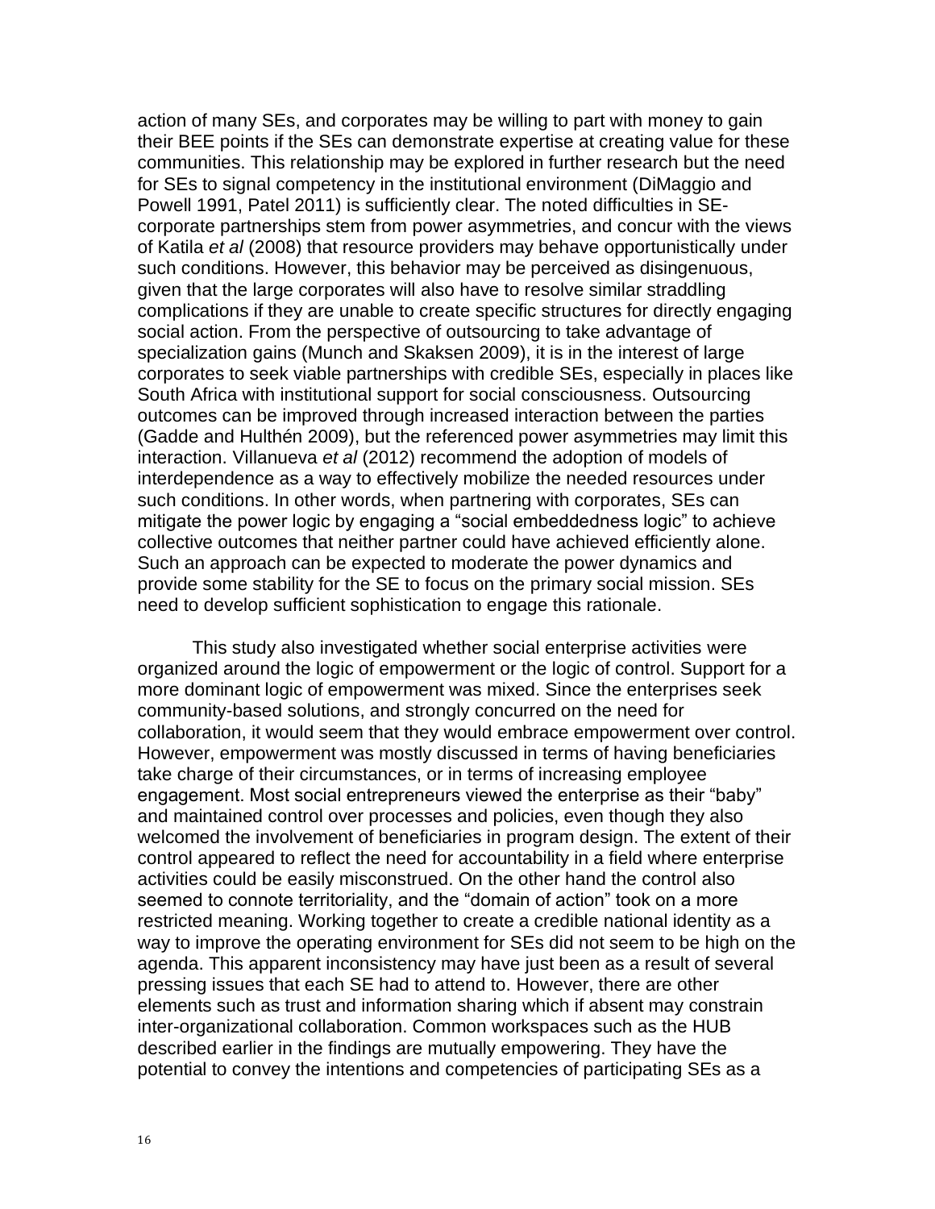action of many SEs, and corporates may be willing to part with money to gain their BEE points if the SEs can demonstrate expertise at creating value for these communities. This relationship may be explored in further research but the need for SEs to signal competency in the institutional environment (DiMaggio and Powell 1991, Patel 2011) is sufficiently clear. The noted difficulties in SE-corporate partnerships stem from power asymmetries, and concur with the views of Katila *et al* (2008) that resource providers may behave opportunistically under such conditions. However, this behavior may be perceived as disingenuous, given that the large corporates will also have to resolve similar straddling complications if they are unable to create specific structures for directly engaging social action. From the perspective of outsourcing to take advantage of specialization gains (Munch and Skaksen 2009), it is in the interest of large corporates to seek viable partnerships with credible SEs, especially in places like South Africa with institutional support for social consciousness. Outsourcing outcomes can be improved through increased interaction between the parties (Gadde and Hulthén 2009), but the referenced power asymmetries may limit this interaction. Villanueva *et al* (2012) recommend the adoption of models of interdependence as a way to effectively mobilize the needed resources under such conditions. In other words, when partnering with corporates, SEs can mitigate the power logic by engaging a "social embeddedness logic" to achieve collective outcomes that neither partner could have achieved efficiently alone. Such an approach can be expected to moderate the power dynamics and provide some stability for the SE to focus on the primary social mission. SEs need to develop sufficient sophistication to engage this rationale.

This study also investigated whether social enterprise activities were organized around the logic of empowerment or the logic of control. Support for a more dominant logic of empowerment was mixed. Since the enterprises seek community-based solutions, and strongly concurred on the need for collaboration, it would seem that they would embrace empowerment over control. However, empowerment was mostly discussed in terms of having beneficiaries take charge of their circumstances, or in terms of increasing employee engagement. Most social entrepreneurs viewed the enterprise as their "baby" and maintained control over processes and policies, even though they also welcomed the involvement of beneficiaries in program design. The extent of their control appeared to reflect the need for accountability in a field where enterprise activities could be easily misconstrued. On the other hand the control also seemed to connote territoriality, and the "domain of action" took on a more restricted meaning. Working together to create a credible national identity as a way to improve the operating environment for SEs did not seem to be high on the agenda. This apparent inconsistency may have just been as a result of several pressing issues that each SE had to attend to. However, there are other elements such as trust and information sharing which if absent may constrain inter-organizational collaboration. Common workspaces such as the HUB described earlier in the findings are mutually empowering. They have the potential to convey the intentions and competencies of participating SEs as a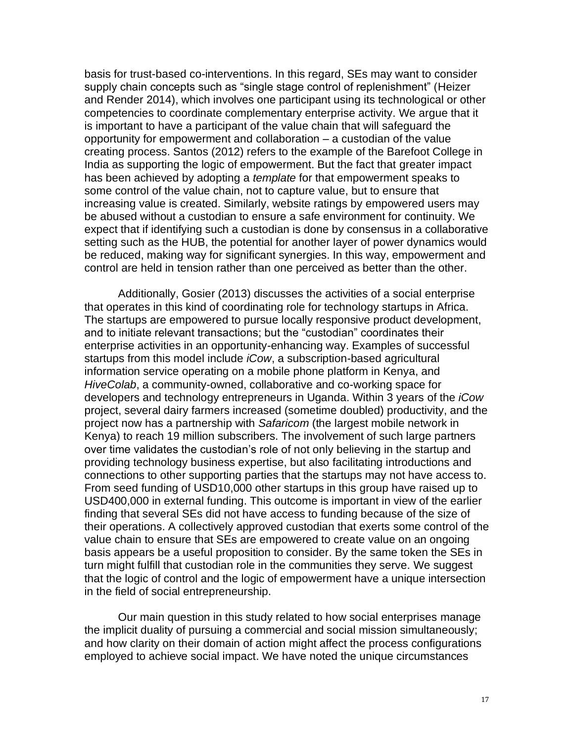basis for trust-based co-interventions. In this regard, SEs may want to consider supply chain concepts such as "single stage control of replenishment" (Heizer and Render 2014), which involves one participant using its technological or other competencies to coordinate complementary enterprise activity. We argue that it is important to have a participant of the value chain that will safeguard the opportunity for empowerment and collaboration – a custodian of the value creating process. Santos (2012) refers to the example of the Barefoot College in India as supporting the logic of empowerment. But the fact that greater impact has been achieved by adopting a *template* for that empowerment speaks to some control of the value chain, not to capture value, but to ensure that increasing value is created. Similarly, website ratings by empowered users may be abused without a custodian to ensure a safe environment for continuity. We expect that if identifying such a custodian is done by consensus in a collaborative setting such as the HUB, the potential for another layer of power dynamics would be reduced, making way for significant synergies. In this way, empowerment and control are held in tension rather than one perceived as better than the other.

Additionally, Gosier (2013) discusses the activities of a social enterprise that operates in this kind of coordinating role for technology startups in Africa. The startups are empowered to pursue locally responsive product development, and to initiate relevant transactions; but the "custodian" coordinates their enterprise activities in an opportunity-enhancing way. Examples of successful startups from this model include *iCow*, a subscription-based agricultural information service operating on a mobile phone platform in Kenya, and *HiveColab*, a community-owned, collaborative and co-working space for developers and technology entrepreneurs in Uganda. Within 3 years of the *iCow* project, several dairy farmers increased (sometime doubled) productivity, and the project now has a partnership with *Safaricom* (the largest mobile network in Kenya) to reach 19 million subscribers. The involvement of such large partners over time validates the custodian's role of not only believing in the startup and providing technology business expertise, but also facilitating introductions and connections to other supporting parties that the startups may not have access to. From seed funding of USD10,000 other startups in this group have raised up to USD400,000 in external funding. This outcome is important in view of the earlier finding that several SEs did not have access to funding because of the size of their operations. A collectively approved custodian that exerts some control of the value chain to ensure that SEs are empowered to create value on an ongoing basis appears be a useful proposition to consider. By the same token the SEs in turn might fulfill that custodian role in the communities they serve. We suggest that the logic of control and the logic of empowerment have a unique intersection in the field of social entrepreneurship.

Our main question in this study related to how social enterprises manage the implicit duality of pursuing a commercial and social mission simultaneously; and how clarity on their domain of action might affect the process configurations employed to achieve social impact. We have noted the unique circumstances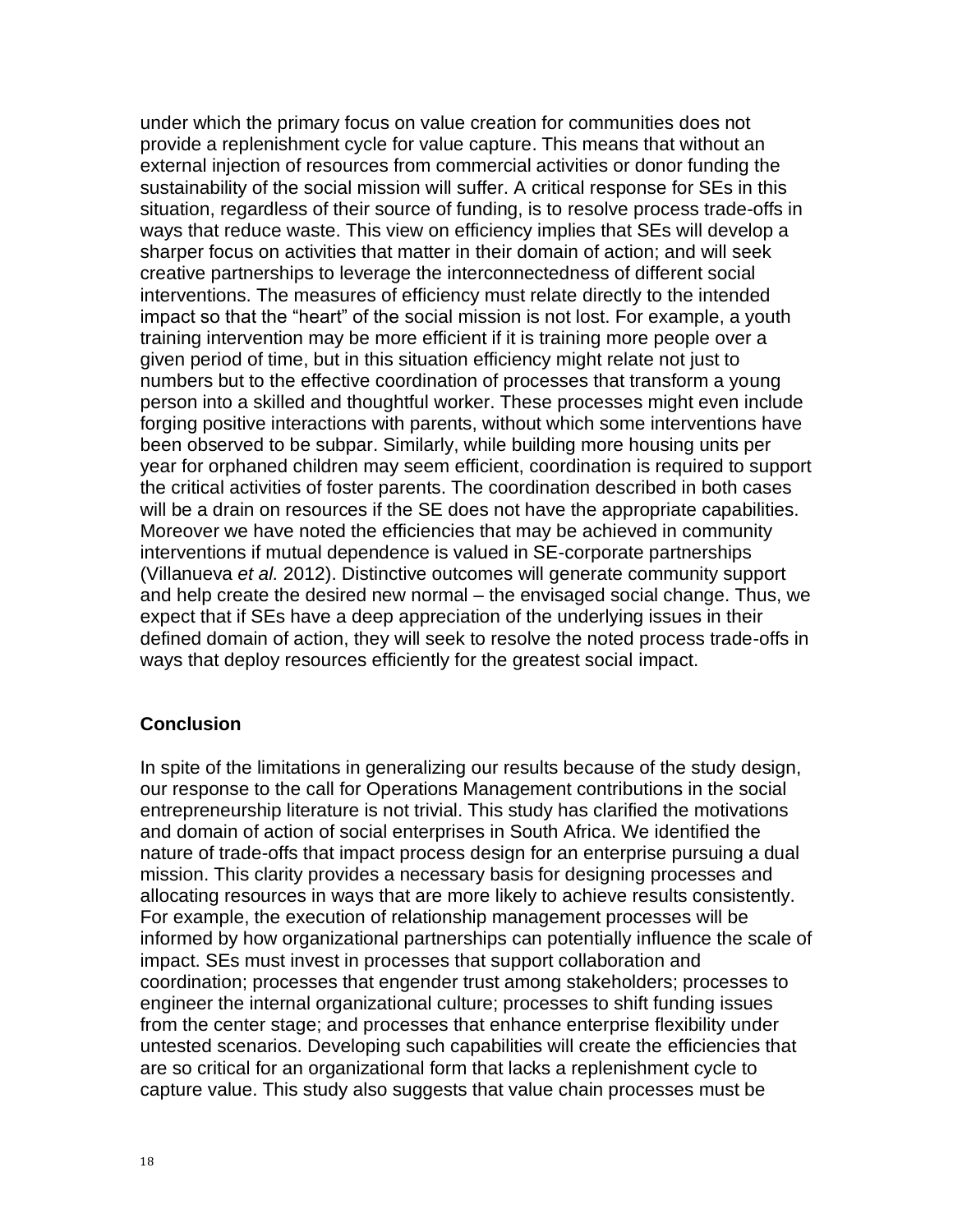under which the primary focus on value creation for communities does not provide a replenishment cycle for value capture. This means that without an external injection of resources from commercial activities or donor funding the sustainability of the social mission will suffer. A critical response for SEs in this situation, regardless of their source of funding, is to resolve process trade-offs in ways that reduce waste. This view on efficiency implies that SEs will develop a sharper focus on activities that matter in their domain of action; and will seek creative partnerships to leverage the interconnectedness of different social interventions. The measures of efficiency must relate directly to the intended impact so that the "heart" of the social mission is not lost. For example, a youth training intervention may be more efficient if it is training more people over a given period of time, but in this situation efficiency might relate not just to numbers but to the effective coordination of processes that transform a young person into a skilled and thoughtful worker. These processes might even include forging positive interactions with parents, without which some interventions have been observed to be subpar. Similarly, while building more housing units per year for orphaned children may seem efficient, coordination is required to support the critical activities of foster parents. The coordination described in both cases will be a drain on resources if the SE does not have the appropriate capabilities. Moreover we have noted the efficiencies that may be achieved in community interventions if mutual dependence is valued in SE-corporate partnerships (Villanueva *et al.* 2012). Distinctive outcomes will generate community support and help create the desired new normal – the envisaged social change. Thus, we expect that if SEs have a deep appreciation of the underlying issues in their defined domain of action, they will seek to resolve the noted process trade-offs in ways that deploy resources efficiently for the greatest social impact.

## Conclusion

In spite of the limitations in generalizing our results because of the study design, our response to the call for Operations Management contributions in the social entrepreneurship literature is not trivial. This study has clarified the motivations and domain of action of social enterprises in South Africa. We identified the nature of trade-offs that impact process design for an enterprise pursuing a dual mission. This clarity provides a necessary basis for designing processes and allocating resources in ways that are more likely to achieve results consistently. For example, the execution of relationship management processes will be informed by how organizational partnerships can potentially influence the scale of impact. SEs must invest in processes that support collaboration and coordination; processes that engender trust among stakeholders; processes to engineer the internal organizational culture; processes to shift funding issues from the center stage; and processes that enhance enterprise flexibility under untested scenarios. Developing such capabilities will create the efficiencies that are so critical for an organizational form that lacks a replenishment cycle to capture value. This study also suggests that value chain processes must be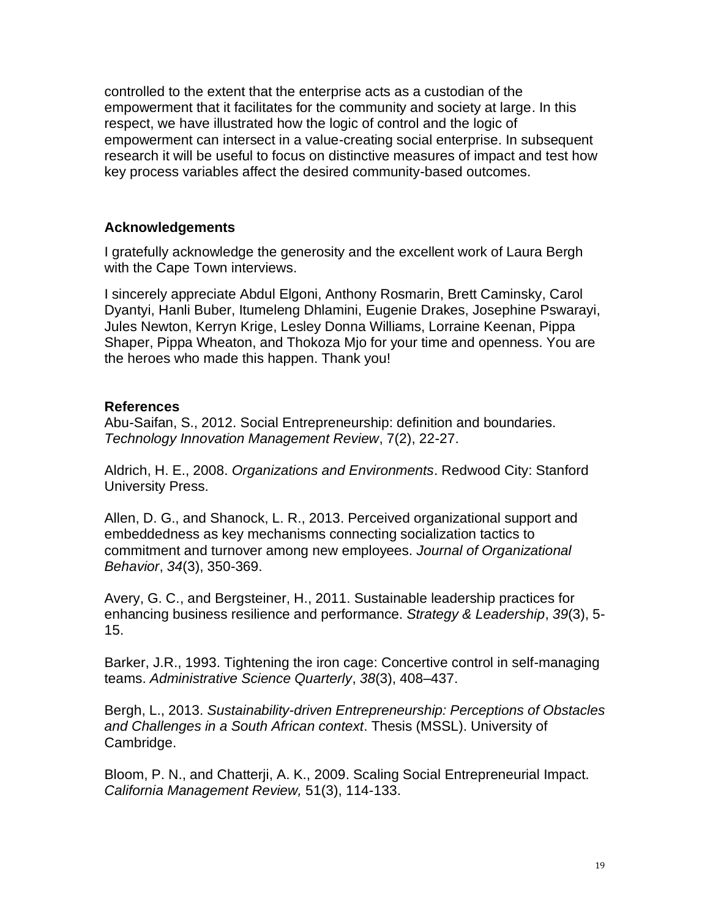controlled to the extent that the enterprise acts as a custodian of the empowerment that it facilitates for the community and society at large. In this respect, we have illustrated how the logic of control and the logic of empowerment can intersect in a value-creating social enterprise. In subsequent research it will be useful to focus on distinctive measures of impact and test how key process variables affect the desired community-based outcomes.

## Acknowledgements

I gratefully acknowledge the generosity and the excellent work of Laura Bergh with the Cape Town interviews.

I sincerely appreciate Abdul Elgoni, Anthony Rosmarin, Brett Caminsky, Carol Dyantyi, Hanli Buber, Itumeleng Dhlamini, Eugenie Drakes, Josephine Pswarayi, Jules Newton, Kerryn Krige, Lesley Donna Williams, Lorraine Keenan, Pippa Shaper, Pippa Wheaton, and Thokoza Mjo for your time and openness. You are the heroes who made this happen. Thank you!

## References

Abu-Saifan, S., 2012. Social Entrepreneurship: definition and boundaries. *Technology Innovation Management Review*, 7(2), 22-27.

Aldrich, H. E., 2008. *Organizations and Environments*. Redwood City: Stanford University Press.

Allen, D. G., and Shanock, L. R., 2013. Perceived organizational support and embeddedness as key mechanisms connecting socialization tactics to commitment and turnover among new employees. *Journal of Organizational Behavior*, *34*(3), 350-369.

Avery, G. C., and Bergsteiner, H., 2011. Sustainable leadership practices for enhancing business resilience and performance. *Strategy & Leadership*, *39*(3), 5-15.

Barker, J.R., 1993. Tightening the iron cage: Concertive control in self-managing teams. *Administrative Science Quarterly*, *38*(3), 408–437.

Bergh, L., 2013. *Sustainability-driven Entrepreneurship: Perceptions of Obstacles and Challenges in a South African context*. Thesis (MSSL). University of Cambridge.

Bloom, P. N., and Chatterji, A. K., 2009. Scaling Social Entrepreneurial Impact. *California Management Review,* 51(3), 114-133.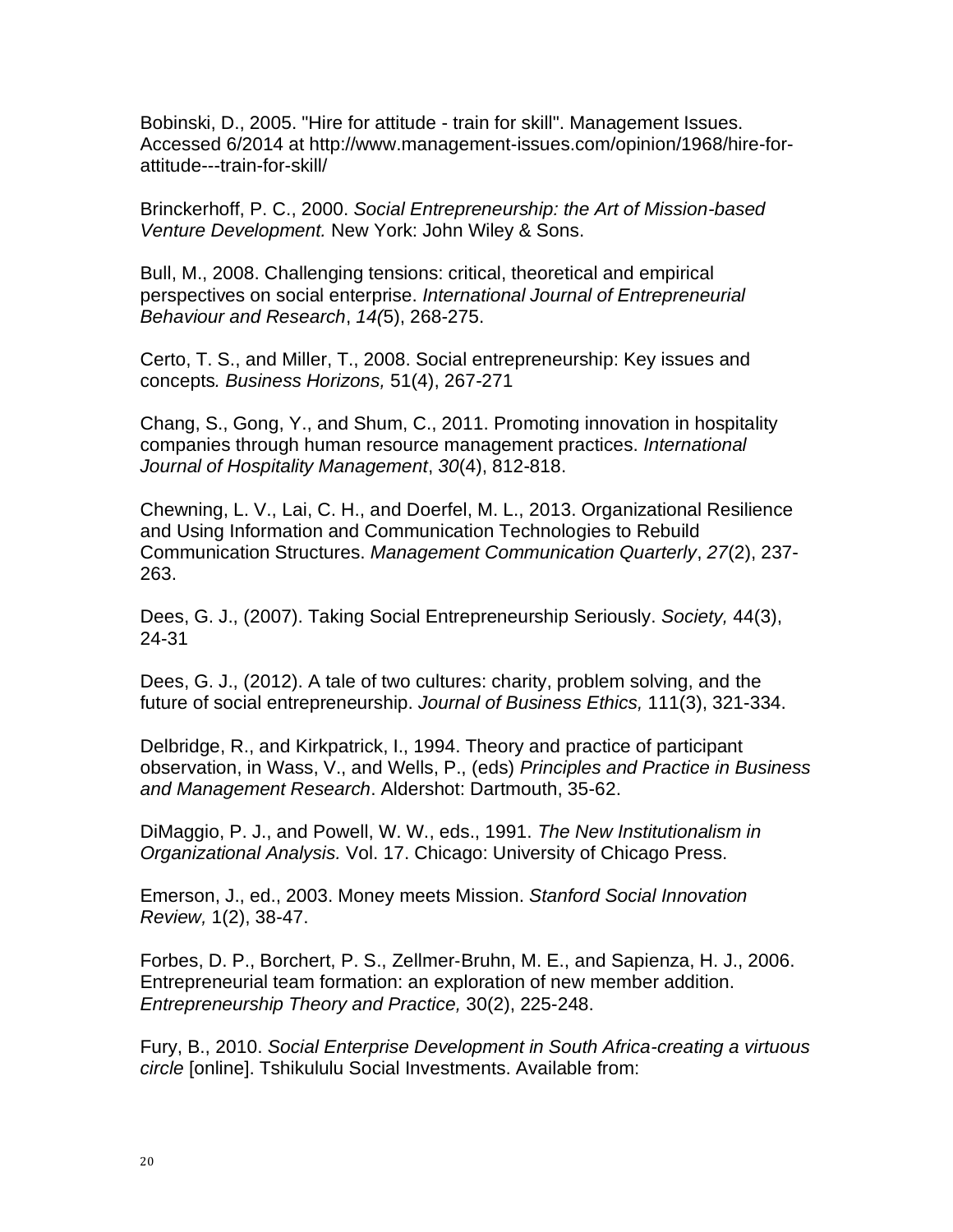Bobinski, D., 2005. "Hire for attitude - train for skill". Management Issues. Accessed 6/2014 at http://www.management-issues.com/opinion/1968/hire-for-attitude---train-for-skill/

Brinckerhoff, P. C., 2000. *Social Entrepreneurship: the Art of Mission-based Venture Development.* New York: John Wiley & Sons.

Bull, M., 2008. Challenging tensions: critical, theoretical and empirical perspectives on social enterprise. *International Journal of Entrepreneurial Behaviour and Research*, *14(*5), 268-275.

Certo, T. S., and Miller, T., 2008. Social entrepreneurship: Key issues and concepts*. Business Horizons,* 51(4), 267-271

Chang, S., Gong, Y., and Shum, C., 2011. Promoting innovation in hospitality companies through human resource management practices. *International Journal of Hospitality Management*, *30*(4), 812-818.

Chewning, L. V., Lai, C. H., and Doerfel, M. L., 2013. Organizational Resilience and Using Information and Communication Technologies to Rebuild Communication Structures. *Management Communication Quarterly*, *27*(2), 237-263.

Dees, G. J., (2007). Taking Social Entrepreneurship Seriously. *Society,* 44(3), 24-31

Dees, G. J., (2012). A tale of two cultures: charity, problem solving, and the future of social entrepreneurship. *Journal of Business Ethics,* 111(3), 321-334.

Delbridge, R., and Kirkpatrick, I., 1994. Theory and practice of participant observation, in Wass, V., and Wells, P., (eds) *Principles and Practice in Business and Management Research*. Aldershot: Dartmouth, 35-62.

DiMaggio, P. J., and Powell, W. W., eds., 1991. *The New Institutionalism in Organizational Analysis.* Vol. 17. Chicago: University of Chicago Press.

Emerson, J., ed., 2003. Money meets Mission. *Stanford Social Innovation Review,* 1(2), 38-47.

Forbes, D. P., Borchert, P. S., Zellmer-Bruhn, M. E., and Sapienza, H. J., 2006. Entrepreneurial team formation: an exploration of new member addition. *Entrepreneurship Theory and Practice,* 30(2), 225-248.

Fury, B., 2010. *Social Enterprise Development in South Africa-creating a virtuous circle* [online]. Tshikululu Social Investments. Available from: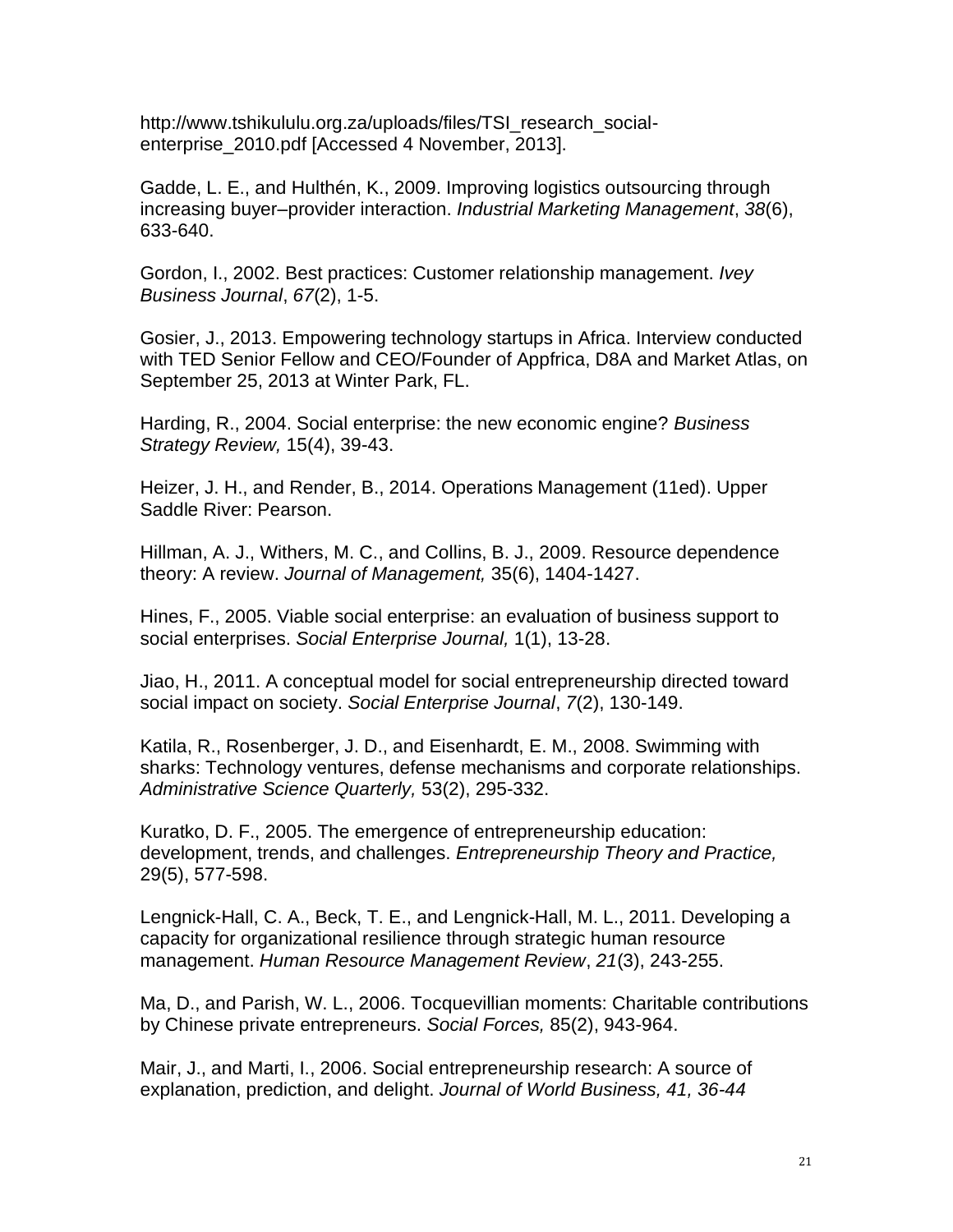http://www.tshikululu.org.za/uploads/files/TSI_research_social-enterprise_2010.pdf [Accessed 4 November, 2013].

Gadde, L. E., and Hulthén, K., 2009. Improving logistics outsourcing through increasing buyer–provider interaction. *Industrial Marketing Management*, *38*(6), 633-640.

Gordon, I., 2002. Best practices: Customer relationship management. *Ivey Business Journal*, *67*(2), 1-5.

Gosier, J., 2013. Empowering technology startups in Africa. Interview conducted with TED Senior Fellow and CEO/Founder of Appfrica, D8A and Market Atlas, on September 25, 2013 at Winter Park, FL.

Harding, R., 2004. Social enterprise: the new economic engine? *Business Strategy Review,* 15(4), 39-43.

Heizer, J. H., and Render, B., 2014. Operations Management (11ed). Upper Saddle River: Pearson.

Hillman, A. J., Withers, M. C., and Collins, B. J., 2009. Resource dependence theory: A review. *Journal of Management,* 35(6), 1404-1427.

Hines, F., 2005. Viable social enterprise: an evaluation of business support to social enterprises. *Social Enterprise Journal,* 1(1), 13-28.

Jiao, H., 2011. A conceptual model for social entrepreneurship directed toward social impact on society. *Social Enterprise Journal*, *7*(2), 130-149.

Katila, R., Rosenberger, J. D., and Eisenhardt, E. M., 2008. Swimming with sharks: Technology ventures, defense mechanisms and corporate relationships. *Administrative Science Quarterly,* 53(2), 295-332.

Kuratko, D. F., 2005. The emergence of entrepreneurship education: development, trends, and challenges. *Entrepreneurship Theory and Practice,* 29(5), 577-598.

Lengnick-Hall, C. A., Beck, T. E., and Lengnick-Hall, M. L., 2011. Developing a capacity for organizational resilience through strategic human resource management. *Human Resource Management Review*, *21*(3), 243-255.

Ma, D., and Parish, W. L., 2006. Tocquevillian moments: Charitable contributions by Chinese private entrepreneurs. *Social Forces,* 85(2), 943-964.

Mair, J., and Marti, I., 2006. Social entrepreneurship research: A source of explanation, prediction, and delight. *Journal of World Business, 41, 36-44*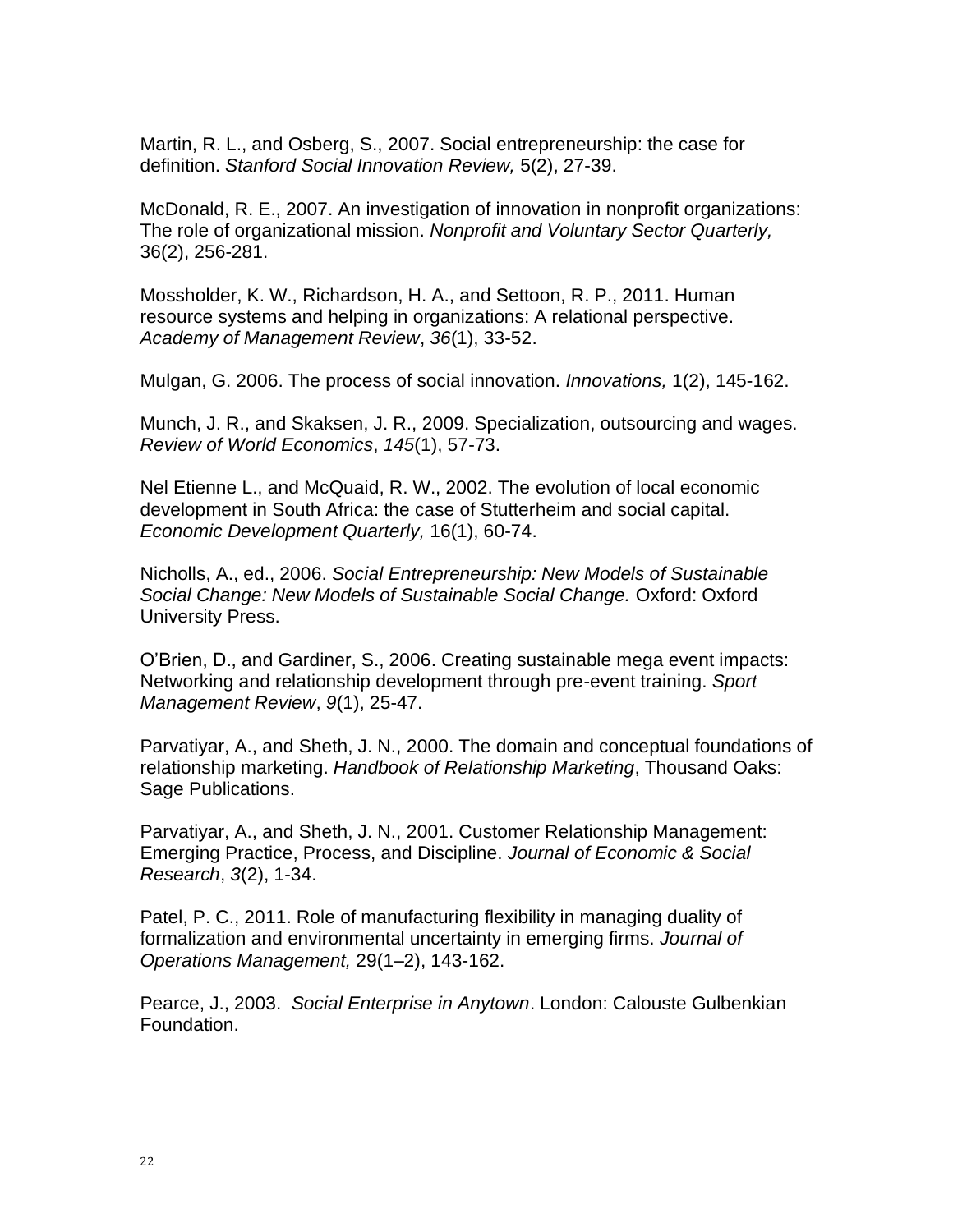Martin, R. L., and Osberg, S., 2007. Social entrepreneurship: the case for definition. *Stanford Social Innovation Review,* 5(2), 27-39.

McDonald, R. E., 2007. An investigation of innovation in nonprofit organizations: The role of organizational mission. *Nonprofit and Voluntary Sector Quarterly,* 36(2), 256-281.

Mossholder, K. W., Richardson, H. A., and Settoon, R. P., 2011. Human resource systems and helping in organizations: A relational perspective. *Academy of Management Review*, *36*(1), 33-52.

Mulgan, G. 2006. The process of social innovation. *Innovations,* 1(2), 145-162.

Munch, J. R., and Skaksen, J. R., 2009. Specialization, outsourcing and wages. *Review of World Economics*, *145*(1), 57-73.

Nel Etienne L., and McQuaid, R. W., 2002. The evolution of local economic development in South Africa: the case of Stutterheim and social capital. *Economic Development Quarterly,* 16(1), 60-74.

Nicholls, A., ed., 2006. *Social Entrepreneurship: New Models of Sustainable Social Change: New Models of Sustainable Social Change.* Oxford: Oxford University Press.

O'Brien, D., and Gardiner, S., 2006. Creating sustainable mega event impacts: Networking and relationship development through pre-event training. *Sport Management Review*, *9*(1), 25-47.

Parvatiyar, A., and Sheth, J. N., 2000. The domain and conceptual foundations of relationship marketing. *Handbook of Relationship Marketing*, Thousand Oaks: Sage Publications.

Parvatiyar, A., and Sheth, J. N., 2001. Customer Relationship Management: Emerging Practice, Process, and Discipline. *Journal of Economic & Social Research*, *3*(2), 1-34.

Patel, P. C., 2011. Role of manufacturing flexibility in managing duality of formalization and environmental uncertainty in emerging firms. *Journal of Operations Management,* 29(1–2), 143-162.

Pearce, J., 2003. *Social Enterprise in Anytown*. London: Calouste Gulbenkian Foundation.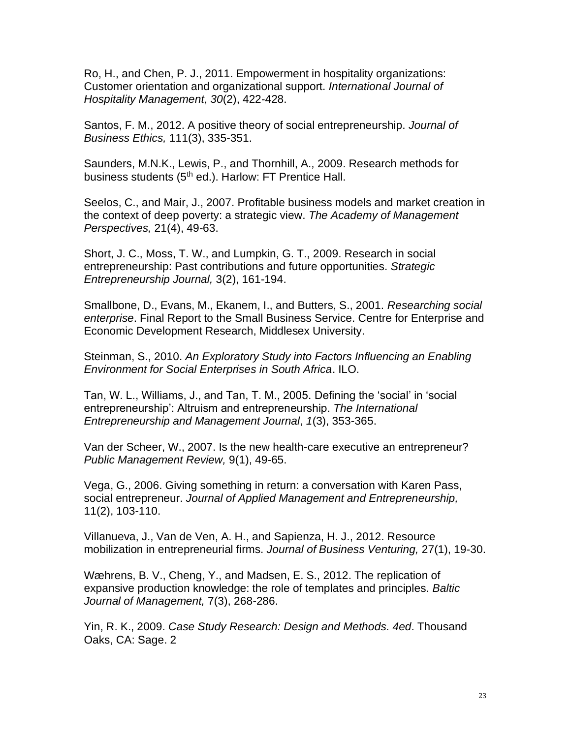Ro, H., and Chen, P. J., 2011. Empowerment in hospitality organizations: Customer orientation and organizational support. *International Journal of Hospitality Management*, *30*(2), 422-428.

Santos, F. M., 2012. A positive theory of social entrepreneurship. *Journal of Business Ethics,* 111(3), 335-351.

Saunders, M.N.K., Lewis, P., and Thornhill, A., 2009. Research methods for business students (5th ed.). Harlow: FT Prentice Hall.

Seelos, C., and Mair, J., 2007. Profitable business models and market creation in the context of deep poverty: a strategic view. *The Academy of Management Perspectives,* 21(4), 49-63.

Short, J. C., Moss, T. W., and Lumpkin, G. T., 2009. Research in social entrepreneurship: Past contributions and future opportunities. *Strategic Entrepreneurship Journal,* 3(2), 161-194.

Smallbone, D., Evans, M., Ekanem, I., and Butters, S., 2001. *Researching social enterprise*. Final Report to the Small Business Service. Centre for Enterprise and Economic Development Research, Middlesex University.

Steinman, S., 2010. *An Exploratory Study into Factors Influencing an Enabling Environment for Social Enterprises in South Africa*. ILO.

Tan, W. L., Williams, J., and Tan, T. M., 2005. Defining the 'social' in 'social entrepreneurship': Altruism and entrepreneurship. *The International Entrepreneurship and Management Journal*, *1*(3), 353-365.

Van der Scheer, W., 2007. Is the new health-care executive an entrepreneur? *Public Management Review,* 9(1), 49-65.

Vega, G., 2006. Giving something in return: a conversation with Karen Pass, social entrepreneur. *Journal of Applied Management and Entrepreneurship,* 11(2), 103-110.

Villanueva, J., Van de Ven, A. H., and Sapienza, H. J., 2012. Resource mobilization in entrepreneurial firms. *Journal of Business Venturing,* 27(1), 19-30.

Wæhrens, B. V., Cheng, Y., and Madsen, E. S., 2012. The replication of expansive production knowledge: the role of templates and principles. *Baltic Journal of Management,* 7(3), 268-286.

Yin, R. K., 2009. *Case Study Research: Design and Methods. 4ed*. Thousand Oaks, CA: Sage. 2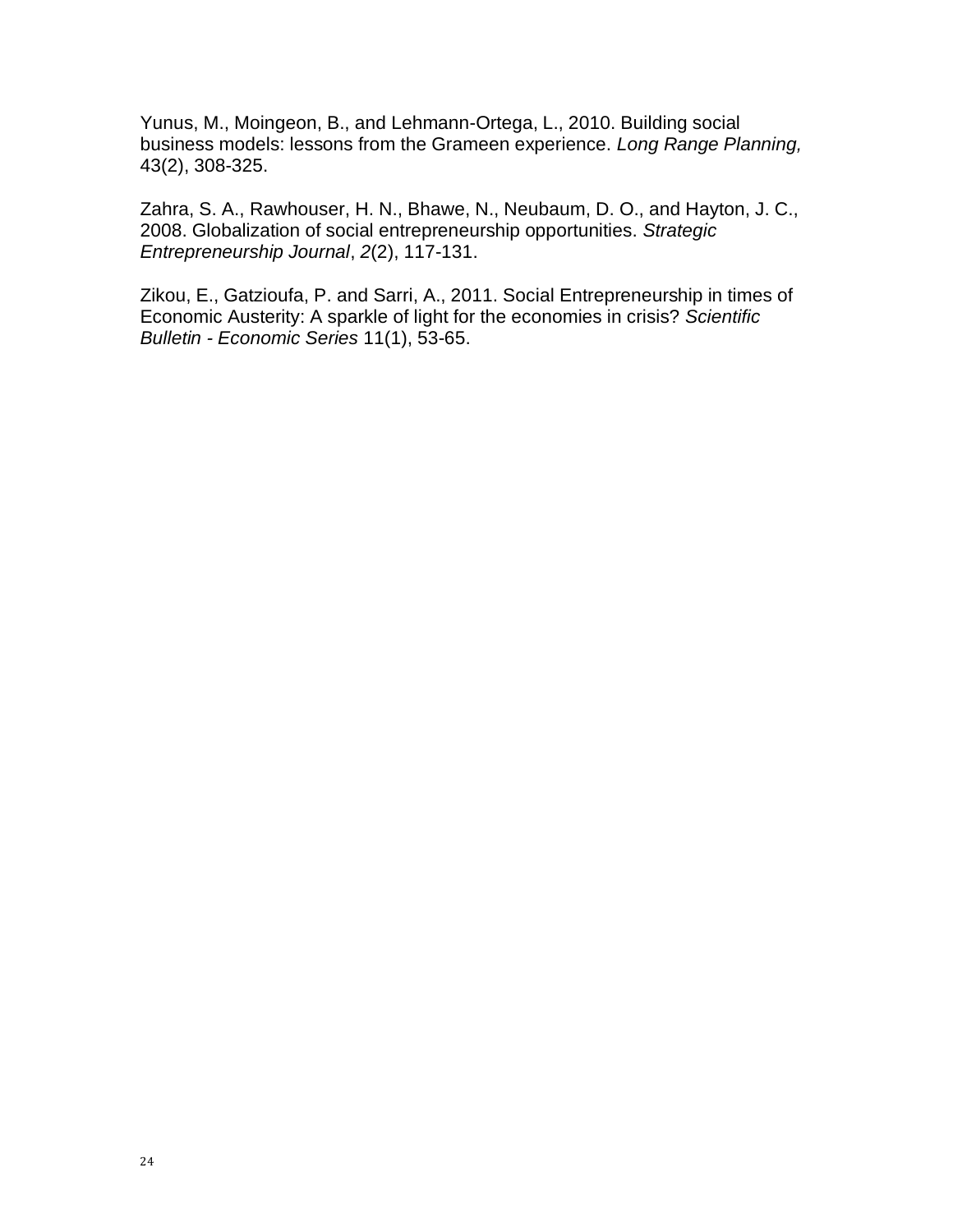Yunus, M., Moingeon, B., and Lehmann-Ortega, L., 2010. Building social business models: lessons from the Grameen experience. *Long Range Planning,* 43(2), 308-325.

Zahra, S. A., Rawhouser, H. N., Bhawe, N., Neubaum, D. O., and Hayton, J. C., 2008. Globalization of social entrepreneurship opportunities. *Strategic Entrepreneurship Journal*, *2*(2), 117-131.

Zikou, E., Gatzioufa, P. and Sarri, A., 2011. Social Entrepreneurship in times of Economic Austerity: A sparkle of light for the economies in crisis? *Scientific Bulletin - Economic Series* 11(1), 53-65.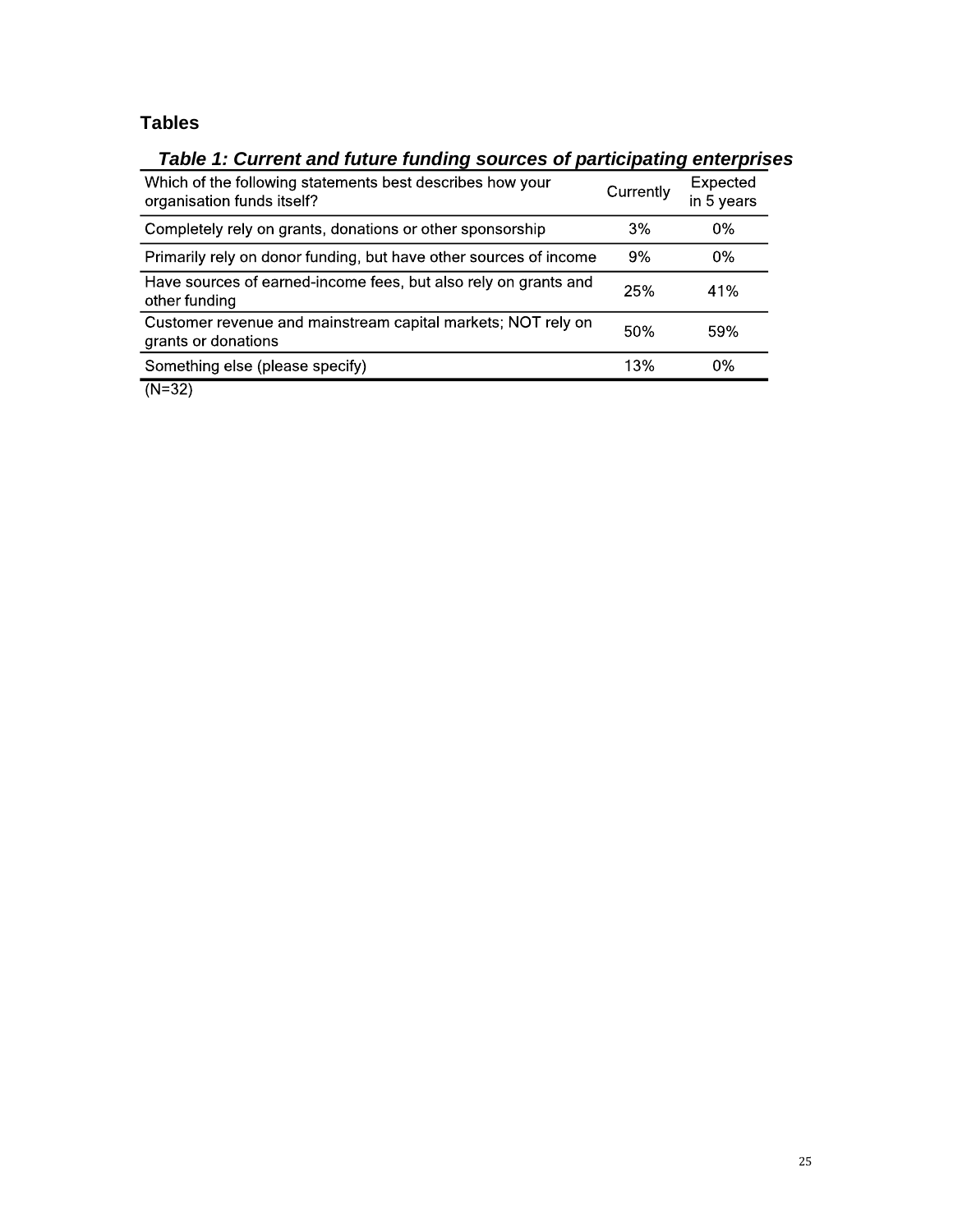## Tables

***Table 1: Current and future funding sources of participating enterprises***

| Which of the following statements best describes how your organisation funds itself? | Currently | Expected in 5 years |
|---|---|---|
| Completely rely on grants, donations or other sponsorship | 3% | 0% |
| Primarily rely on donor funding, but have other sources of income | 9% | 0% |
| Have sources of earned-income fees, but also rely on grants and other funding | 25% | 41% |
| Customer revenue and mainstream capital markets; NOT rely on grants or donations | 50% | 59% |
| Something else (please specify) | 13% | 0% |

(N=32)